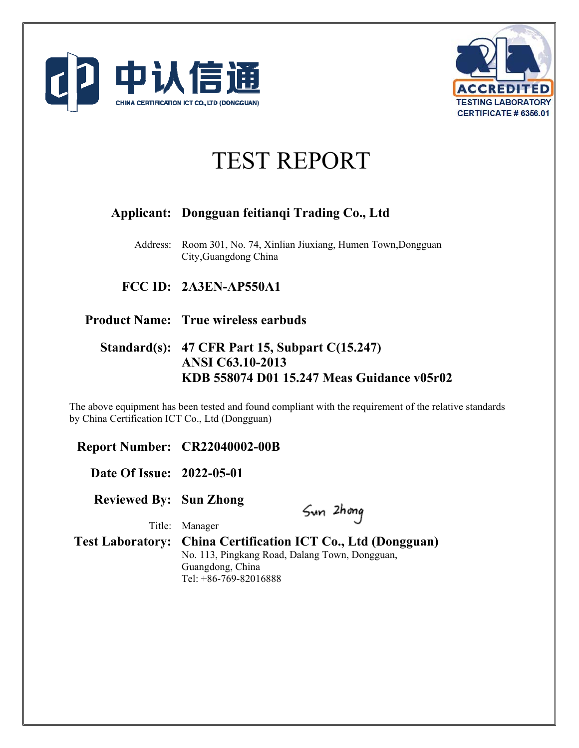中认信通

CHINA CERTIFICATION ICT CO., LTD (DONGGUAN)

ACCREDITED

TESTING LABORATORY

CERTIFICATE # 6356.01

# TEST REPORT

**Applicant:** **Dongguan feitianqi Trading Co., Ltd**

Address: Room 301, No. 74, Xinlian Jiuxiang, Humen Town,Dongguan City,Guangdong China

**FCC ID:** **2A3EN-AP550A1**

**Product Name:** **True wireless earbuds**

**Standard(s):** **47 CFR Part 15, Subpart C(15.247)**
**ANSI C63.10-2013**
**KDB 558074 D01 15.247 Meas Guidance v05r02**

The above equipment has been tested and found compliant with the requirement of the relative standards by China Certification ICT Co., Ltd (Dongguan)

**Report Number:** **CR22040002-00B**

**Date Of Issue:** **2022-05-01**

**Reviewed By:** **Sun Zhong**

Title: Manager

**Test Laboratory:** **China Certification ICT Co., Ltd (Dongguan)**
No. 113, Pingkang Road, Dalang Town, Dongguan, Guangdong, China
Tel: +86-769-82016888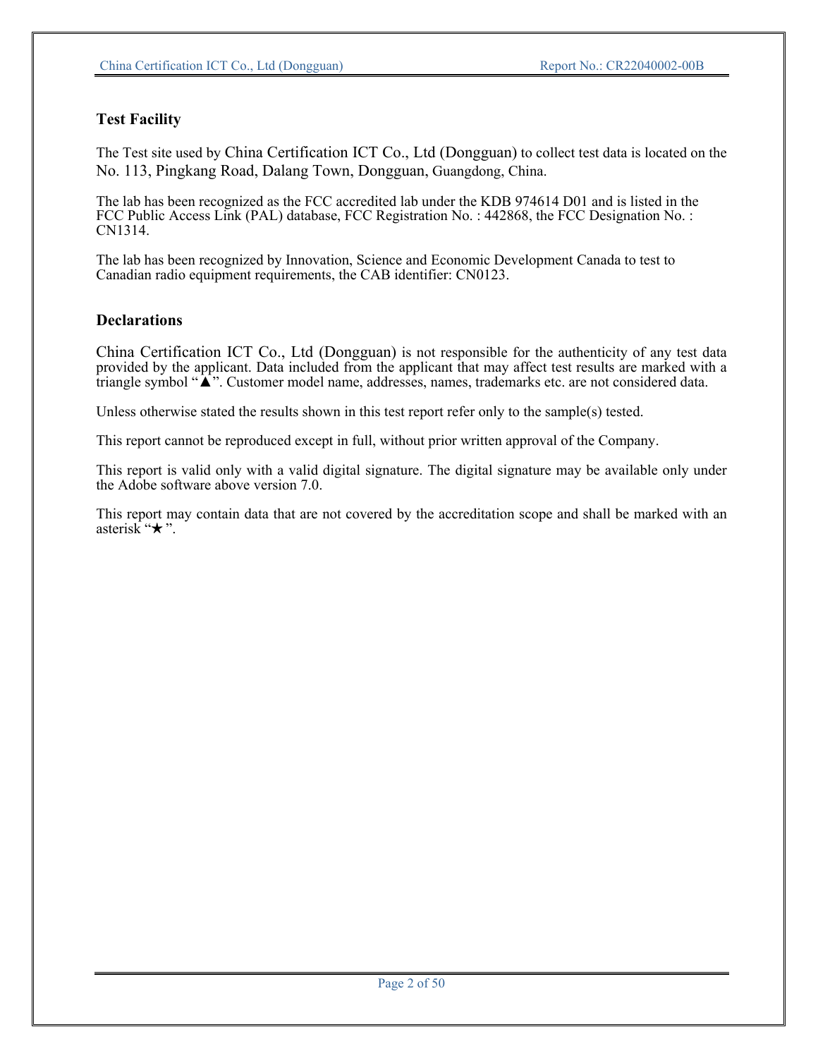## Test Facility

The Test site used by China Certification ICT Co., Ltd (Dongguan) to collect test data is located on the No. 113, Pingkang Road, Dalang Town, Dongguan, Guangdong, China.

The lab has been recognized as the FCC accredited lab under the KDB 974614 D01 and is listed in the FCC Public Access Link (PAL) database, FCC Registration No. : 442868, the FCC Designation No. : CN1314.

The lab has been recognized by Innovation, Science and Economic Development Canada to test to Canadian radio equipment requirements, the CAB identifier: CN0123.

## Declarations

China Certification ICT Co., Ltd (Dongguan) is not responsible for the authenticity of any test data provided by the applicant. Data included from the applicant that may affect test results are marked with a triangle symbol "▲". Customer model name, addresses, names, trademarks etc. are not considered data.

Unless otherwise stated the results shown in this test report refer only to the sample(s) tested.

This report cannot be reproduced except in full, without prior written approval of the Company.

This report is valid only with a valid digital signature. The digital signature may be available only under the Adobe software above version 7.0.

This report may contain data that are not covered by the accreditation scope and shall be marked with an asterisk "★".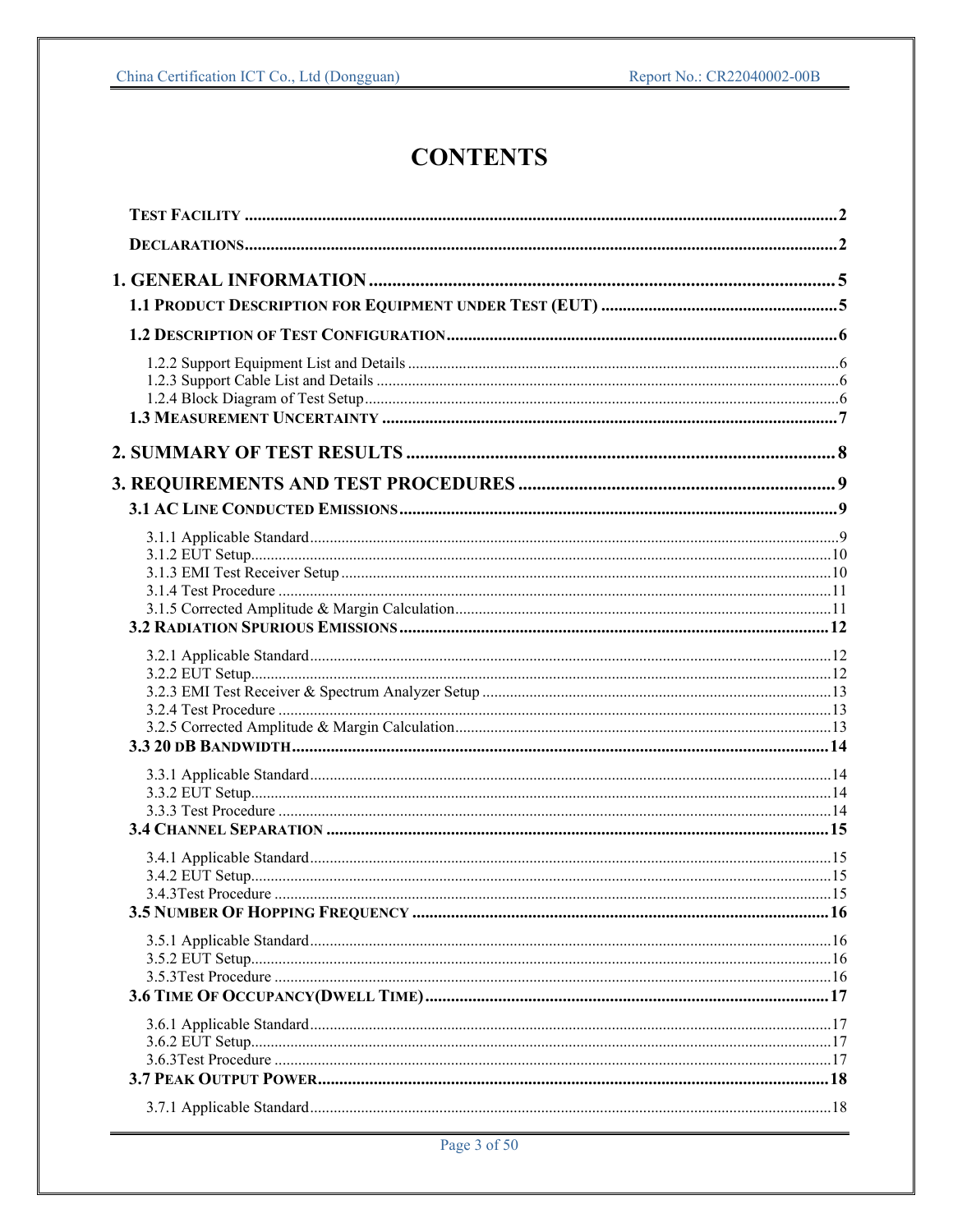# CONTENTS

TEST FACILITY .......... 2

DECLARATIONS .......... 2

**1. GENERAL INFORMATION .......... 5**

**1.1 PRODUCT DESCRIPTION FOR EQUIPMENT UNDER TEST (EUT) .......... 5**

**1.2 DESCRIPTION OF TEST CONFIGURATION .......... 6**

1.2.2 Support Equipment List and Details .......... 6
1.2.3 Support Cable List and Details .......... 6
1.2.4 Block Diagram of Test Setup .......... 6

**1.3 MEASUREMENT UNCERTAINTY .......... 7**

**2. SUMMARY OF TEST RESULTS .......... 8**

**3. REQUIREMENTS AND TEST PROCEDURES .......... 9**

**3.1 AC LINE CONDUCTED EMISSIONS .......... 9**

3.1.1 Applicable Standard .......... 9
3.1.2 EUT Setup .......... 10
3.1.3 EMI Test Receiver Setup .......... 10
3.1.4 Test Procedure .......... 11
3.1.5 Corrected Amplitude & Margin Calculation .......... 11

**3.2 RADIATION SPURIOUS EMISSIONS .......... 12**

3.2.1 Applicable Standard .......... 12
3.2.2 EUT Setup .......... 12
3.2.3 EMI Test Receiver & Spectrum Analyzer Setup .......... 13
3.2.4 Test Procedure .......... 13
3.2.5 Corrected Amplitude & Margin Calculation .......... 13

**3.3 20 DB BANDWIDTH .......... 14**

3.3.1 Applicable Standard .......... 14
3.3.2 EUT Setup .......... 14
3.3.3 Test Procedure .......... 14

**3.4 CHANNEL SEPARATION .......... 15**

3.4.1 Applicable Standard .......... 15
3.4.2 EUT Setup .......... 15
3.4.3Test Procedure .......... 15

**3.5 NUMBER OF HOPPING FREQUENCY .......... 16**

3.5.1 Applicable Standard .......... 16
3.5.2 EUT Setup .......... 16
3.5.3Test Procedure .......... 16

**3.6 TIME OF OCCUPANCY(DWELL TIME) .......... 17**

3.6.1 Applicable Standard .......... 17
3.6.2 EUT Setup .......... 17
3.6.3Test Procedure .......... 17

**3.7 PEAK OUTPUT POWER .......... 18**

3.7.1 Applicable Standard .......... 18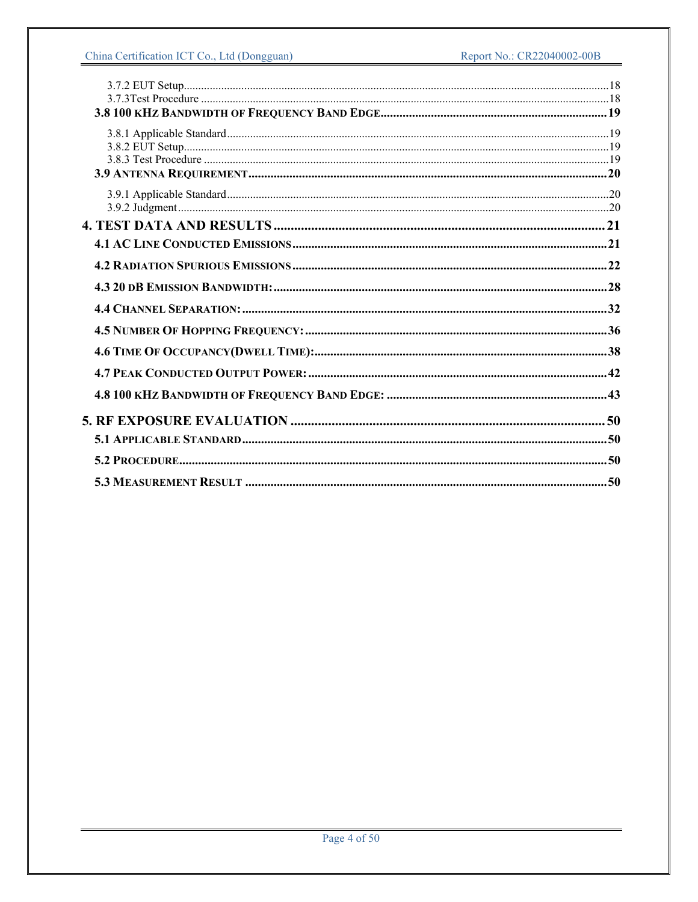3.7.2 EUT Setup......18
3.7.3Test Procedure......18

**3.8 100 KHZ BANDWIDTH OF FREQUENCY BAND EDGE......19**

3.8.1 Applicable Standard......19
3.8.2 EUT Setup......19
3.8.3 Test Procedure......19

**3.9 ANTENNA REQUIREMENT......20**

3.9.1 Applicable Standard......20
3.9.2 Judgment......20

**4. TEST DATA AND RESULTS......21**

**4.1 AC LINE CONDUCTED EMISSIONS......21**

**4.2 RADIATION SPURIOUS EMISSIONS......22**

**4.3 20 DB EMISSION BANDWIDTH:......28**

**4.4 CHANNEL SEPARATION:......32**

**4.5 NUMBER OF HOPPING FREQUENCY:......36**

**4.6 TIME OF OCCUPANCY(DWELL TIME):......38**

**4.7 PEAK CONDUCTED OUTPUT POWER:......42**

**4.8 100 KHZ BANDWIDTH OF FREQUENCY BAND EDGE:......43**

**5. RF EXPOSURE EVALUATION......50**

**5.1 APPLICABLE STANDARD......50**

**5.2 PROCEDURE......50**

**5.3 MEASUREMENT RESULT......50**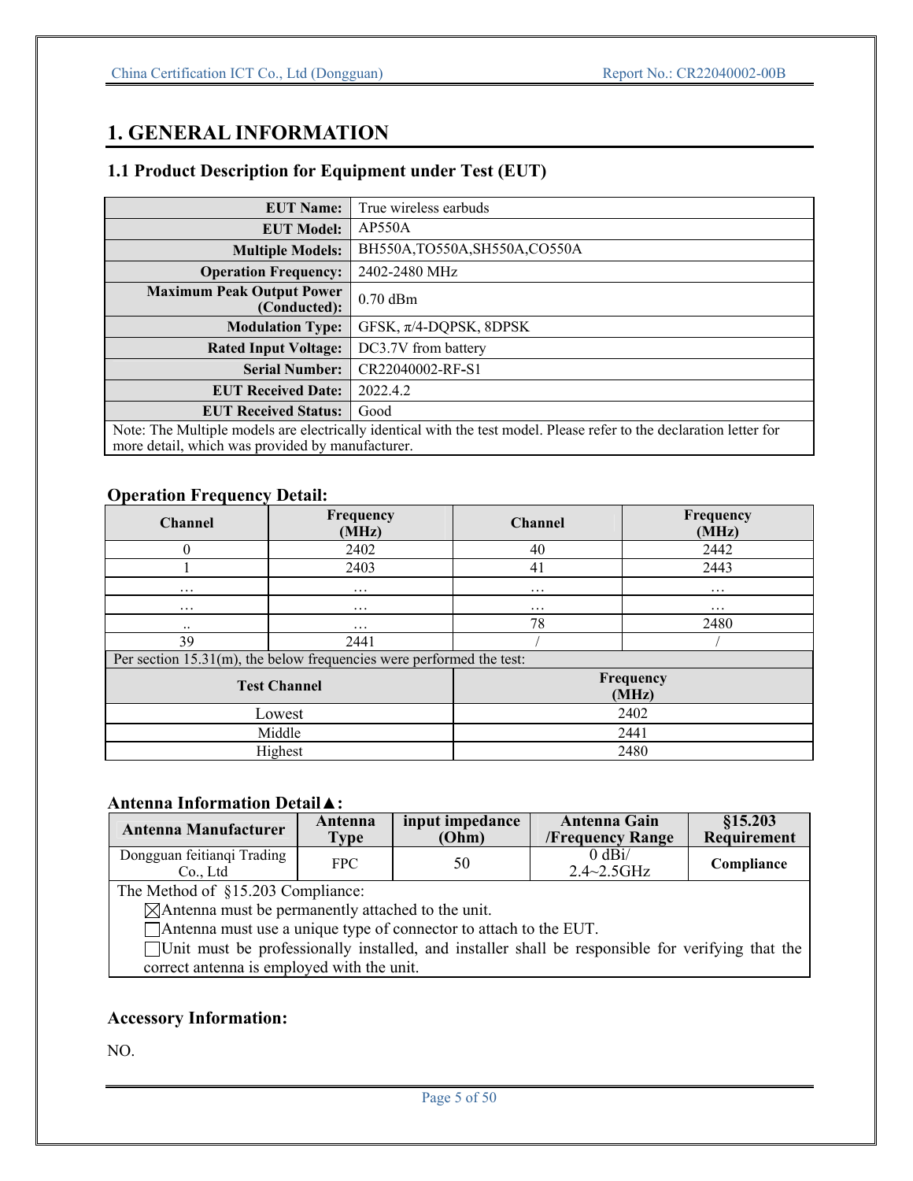# 1. GENERAL INFORMATION

## 1.1 Product Description for Equipment under Test (EUT)

| | |
|---|---|
| **EUT Name:** | True wireless earbuds |
| **EUT Model:** | AP550A |
| **Multiple Models:** | BH550A,TO550A,SH550A,CO550A |
| **Operation Frequency:** | 2402-2480 MHz |
| **Maximum Peak Output Power (Conducted):** | 0.70 dBm |
| **Modulation Type:** | GFSK, π/4-DQPSK, 8DPSK |
| **Rated Input Voltage:** | DC3.7V from battery |
| **Serial Number:** | CR22040002-RF-S1 |
| **EUT Received Date:** | 2022.4.2 |
| **EUT Received Status:** | Good |
| Note: The Multiple models are electrically identical with the test model. Please refer to the declaration letter for more detail, which was provided by manufacturer. | |

**Operation Frequency Detail:**

| Channel | Frequency (MHz) | Channel | Frequency (MHz) |
|---|---|---|---|
| 0 | 2402 | 40 | 2442 |
| 1 | 2403 | 41 | 2443 |
| … | … | … | … |
| … | … | … | … |
| .. | … | 78 | 2480 |
| 39 | 2441 | / | / |

Per section 15.31(m), the below frequencies were performed the test:

| Test Channel | Frequency (MHz) |
|---|---|
| Lowest | 2402 |
| Middle | 2441 |
| Highest | 2480 |

**Antenna Information Detail▲:**

| Antenna Manufacturer | Antenna Type | input impedance (Ohm) | Antenna Gain /Frequency Range | §15.203 Requirement |
|---|---|---|---|---|
| Dongguan feitianqi Trading Co., Ltd | FPC | 50 | 0 dBi/ 2.4~2.5GHz | **Compliance** |

The Method of §15.203 Compliance:

- ☒Antenna must be permanently attached to the unit.
- ☐Antenna must use a unique type of connector to attach to the EUT.
- ☐Unit must be professionally installed, and installer shall be responsible for verifying that the correct antenna is employed with the unit.

**Accessory Information:**

NO.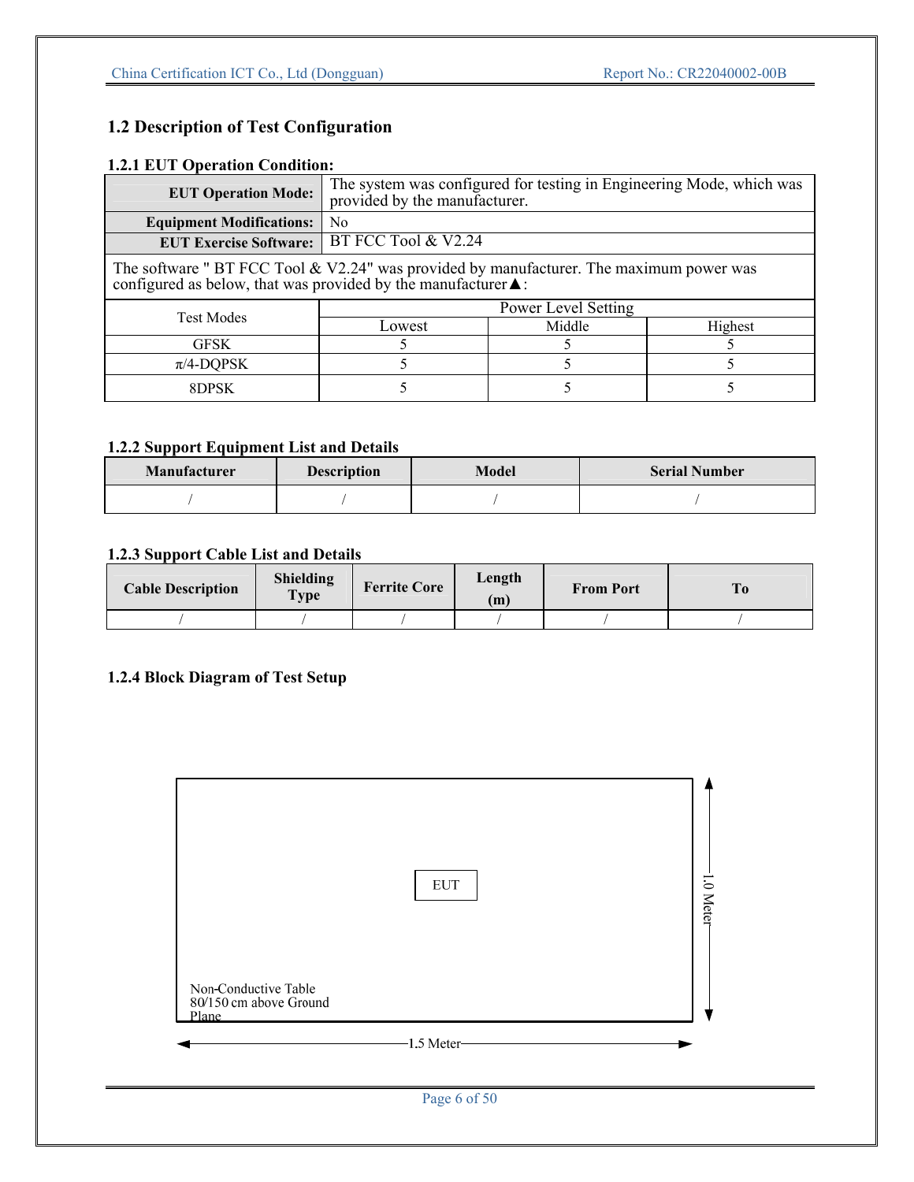## 1.2 Description of Test Configuration

### 1.2.1 EUT Operation Condition:

| | |
|---|---|
| **EUT Operation Mode:** | The system was configured for testing in Engineering Mode, which was provided by the manufacturer. |
| **Equipment Modifications:** | No |
| **EUT Exercise Software:** | BT FCC Tool & V2.24 |

The software " BT FCC Tool & V2.24" was provided by manufacturer. The maximum power was configured as below, that was provided by the manufacturer▲:

| Test Modes | Power Level Setting | | |
|---|---|---|---|
| | Lowest | Middle | Highest |
| GFSK | 5 | 5 | 5 |
| π/4-DQPSK | 5 | 5 | 5 |
| 8DPSK | 5 | 5 | 5 |

### 1.2.2 Support Equipment List and Details

| Manufacturer | Description | Model | Serial Number |
|---|---|---|---|
| / | / | / | / |

### 1.2.3 Support Cable List and Details

| Cable Description | Shielding Type | Ferrite Core | Length (m) | From Port | To |
|---|---|---|---|---|---|
| / | / | / | / | / | / |

### 1.2.4 Block Diagram of Test Setup

EUT

Non-Conductive Table
80/150 cm above Ground Plane

1.0 Meter

1.5 Meter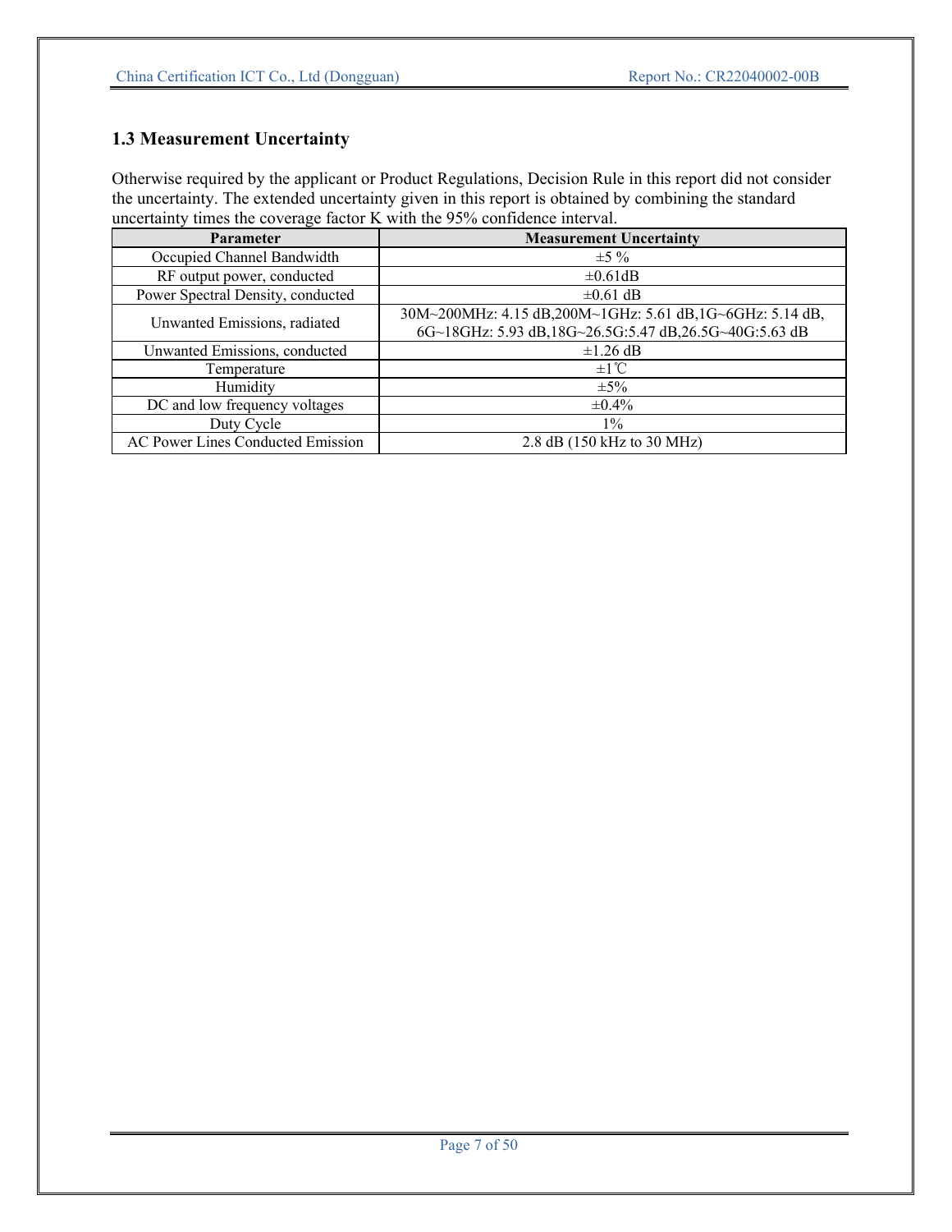### 1.3 Measurement Uncertainty

Otherwise required by the applicant or Product Regulations, Decision Rule in this report did not consider the uncertainty. The extended uncertainty given in this report is obtained by combining the standard uncertainty times the coverage factor K with the 95% confidence interval.

| Parameter | Measurement Uncertainty |
|---|---|
| Occupied Channel Bandwidth | ±5 % |
| RF output power, conducted | ±0.61dB |
| Power Spectral Density, conducted | ±0.61 dB |
| Unwanted Emissions, radiated | 30M~200MHz: 4.15 dB,200M~1GHz: 5.61 dB,1G~6GHz: 5.14 dB, 6G~18GHz: 5.93 dB,18G~26.5G:5.47 dB,26.5G~40G:5.63 dB |
| Unwanted Emissions, conducted | ±1.26 dB |
| Temperature | ±1℃ |
| Humidity | ±5% |
| DC and low frequency voltages | ±0.4% |
| Duty Cycle | 1% |
| AC Power Lines Conducted Emission | 2.8 dB (150 kHz to 30 MHz) |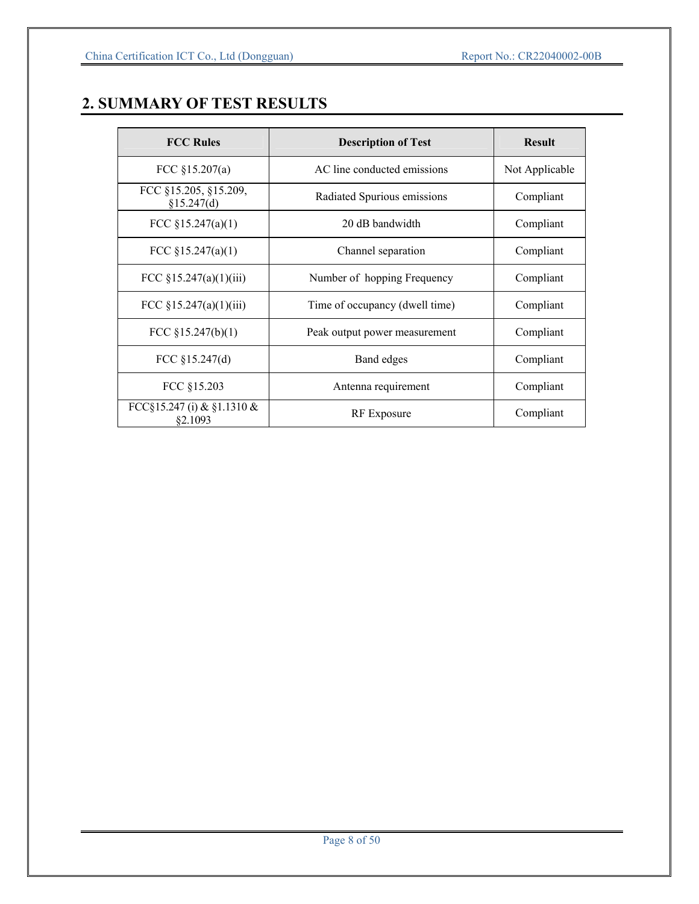## 2. SUMMARY OF TEST RESULTS

| FCC Rules | Description of Test | Result |
| --- | --- | --- |
| FCC §15.207(a) | AC line conducted emissions | Not Applicable |
| FCC §15.205, §15.209, §15.247(d) | Radiated Spurious emissions | Compliant |
| FCC §15.247(a)(1) | 20 dB bandwidth | Compliant |
| FCC §15.247(a)(1) | Channel separation | Compliant |
| FCC §15.247(a)(1)(iii) | Number of hopping Frequency | Compliant |
| FCC §15.247(a)(1)(iii) | Time of occupancy (dwell time) | Compliant |
| FCC §15.247(b)(1) | Peak output power measurement | Compliant |
| FCC §15.247(d) | Band edges | Compliant |
| FCC §15.203 | Antenna requirement | Compliant |
| FCC§15.247 (i) & §1.1310 & §2.1093 | RF Exposure | Compliant |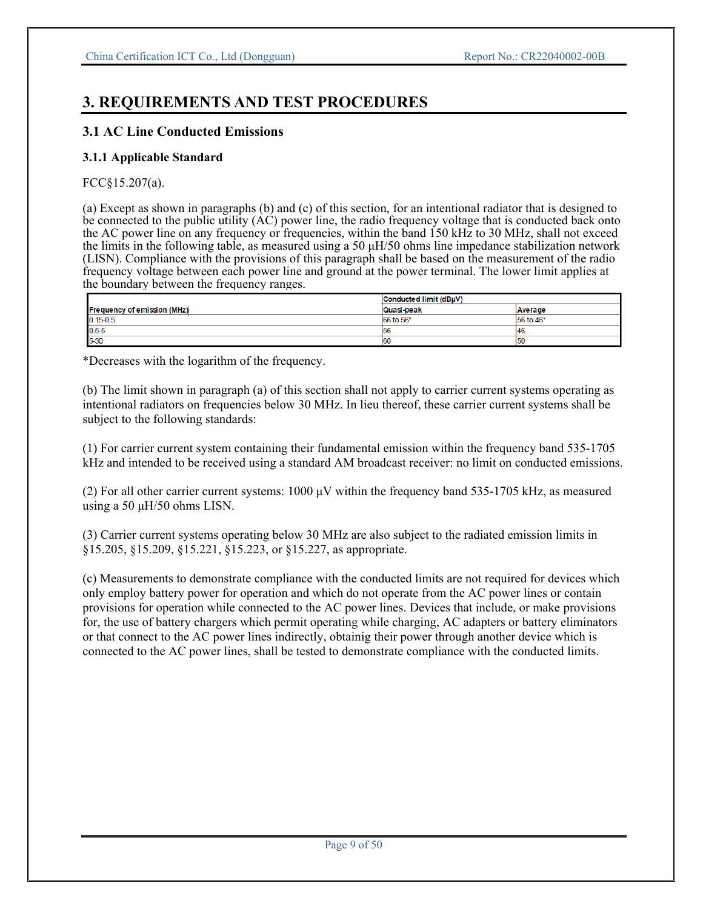# 3. REQUIREMENTS AND TEST PROCEDURES

## 3.1 AC Line Conducted Emissions

### 3.1.1 Applicable Standard

FCC§15.207(a).

(a) Except as shown in paragraphs (b) and (c) of this section, for an intentional radiator that is designed to be connected to the public utility (AC) power line, the radio frequency voltage that is conducted back onto the AC power line on any frequency or frequencies, within the band 150 kHz to 30 MHz, shall not exceed the limits in the following table, as measured using a 50 μH/50 ohms line impedance stabilization network (LISN). Compliance with the provisions of this paragraph shall be based on the measurement of the radio frequency voltage between each power line and ground at the power terminal. The lower limit applies at the boundary between the frequency ranges.

| Frequency of emission (MHz) | Conducted limit (dBμV) | |
|---|---|---|
| | Quasi-peak | Average |
| 0.15-0.5 | 66 to 56* | 56 to 46* |
| 0.5-5 | 56 | 46 |
| 5-30 | 60 | 50 |

*Decreases with the logarithm of the frequency.

(b) The limit shown in paragraph (a) of this section shall not apply to carrier current systems operating as intentional radiators on frequencies below 30 MHz. In lieu thereof, these carrier current systems shall be subject to the following standards:

(1) For carrier current system containing their fundamental emission within the frequency band 535-1705 kHz and intended to be received using a standard AM broadcast receiver: no limit on conducted emissions.

(2) For all other carrier current systems: 1000 μV within the frequency band 535-1705 kHz, as measured using a 50 μH/50 ohms LISN.

(3) Carrier current systems operating below 30 MHz are also subject to the radiated emission limits in §15.205, §15.209, §15.221, §15.223, or §15.227, as appropriate.

(c) Measurements to demonstrate compliance with the conducted limits are not required for devices which only employ battery power for operation and which do not operate from the AC power lines or contain provisions for operation while connected to the AC power lines. Devices that include, or make provisions for, the use of battery chargers which permit operating while charging, AC adapters or battery eliminators or that connect to the AC power lines indirectly, obtainig their power through another device which is connected to the AC power lines, shall be tested to demonstrate compliance with the conducted limits.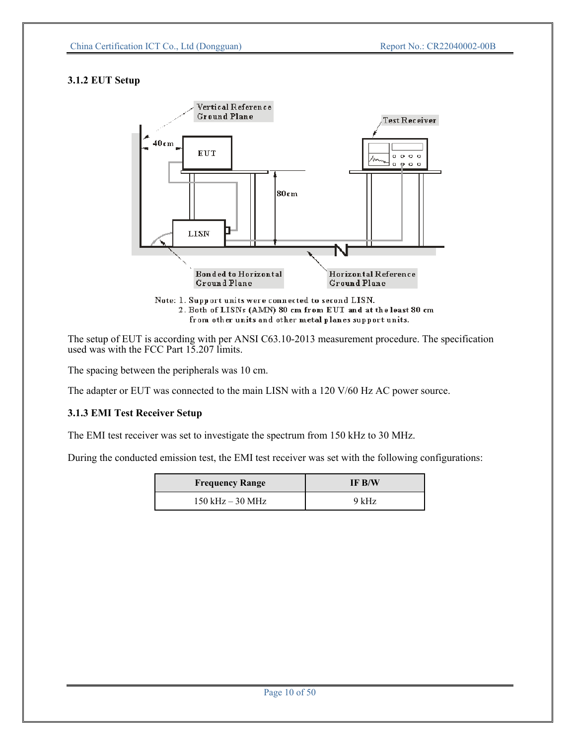### 3.1.2 EUT Setup

Vertical Reference Ground Plane

Test Receiver

40cm

EUT

80cm

LISN

Bonded to Horizontal Ground Plane

Horizontal Reference Ground Plane

Note: 1. Support units were connected to second LISN.
2. Both of LISNs (AMN) 80 cm from EUT and at the least 80 cm from other units and other metal planes support units.

The setup of EUT is according with per ANSI C63.10-2013 measurement procedure. The specification used was with the FCC Part 15.207 limits.

The spacing between the peripherals was 10 cm.

The adapter or EUT was connected to the main LISN with a 120 V/60 Hz AC power source.

### 3.1.3 EMI Test Receiver Setup

The EMI test receiver was set to investigate the spectrum from 150 kHz to 30 MHz.

During the conducted emission test, the EMI test receiver was set with the following configurations:

| Frequency Range | IF B/W |
|---|---|
| 150 kHz – 30 MHz | 9 kHz |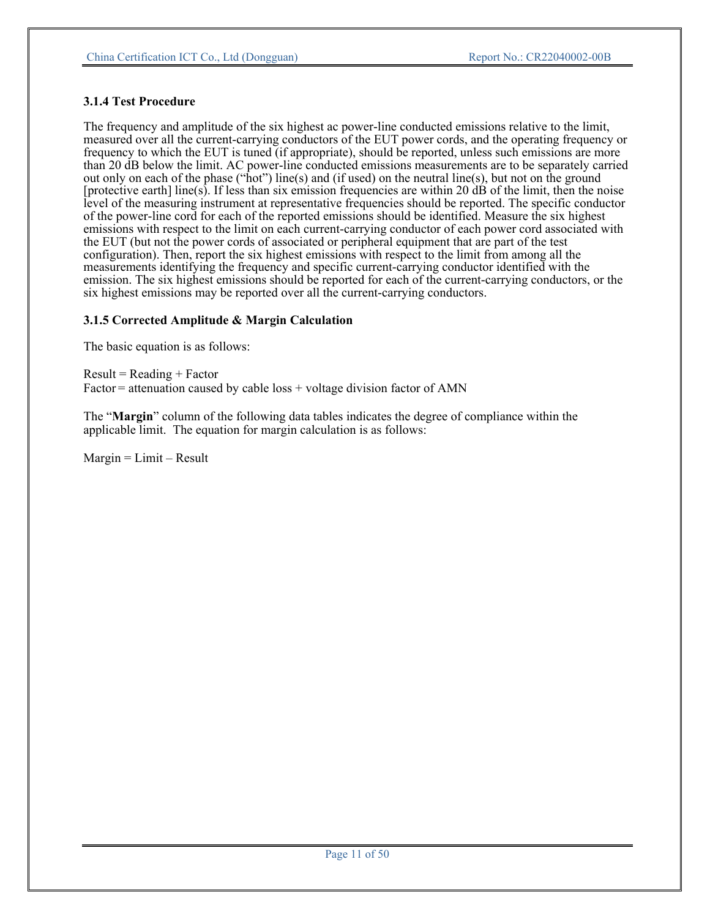### 3.1.4 Test Procedure

The frequency and amplitude of the six highest ac power-line conducted emissions relative to the limit, measured over all the current-carrying conductors of the EUT power cords, and the operating frequency or frequency to which the EUT is tuned (if appropriate), should be reported, unless such emissions are more than 20 dB below the limit. AC power-line conducted emissions measurements are to be separately carried out only on each of the phase ("hot") line(s) and (if used) on the neutral line(s), but not on the ground [protective earth] line(s). If less than six emission frequencies are within 20 dB of the limit, then the noise level of the measuring instrument at representative frequencies should be reported. The specific conductor of the power-line cord for each of the reported emissions should be identified. Measure the six highest emissions with respect to the limit on each current-carrying conductor of each power cord associated with the EUT (but not the power cords of associated or peripheral equipment that are part of the test configuration). Then, report the six highest emissions with respect to the limit from among all the measurements identifying the frequency and specific current-carrying conductor identified with the emission. The six highest emissions should be reported for each of the current-carrying conductors, or the six highest emissions may be reported over all the current-carrying conductors.

### 3.1.5 Corrected Amplitude & Margin Calculation

The basic equation is as follows:

Result = Reading + Factor
Factor = attenuation caused by cable loss + voltage division factor of AMN

The "**Margin**" column of the following data tables indicates the degree of compliance within the applicable limit. The equation for margin calculation is as follows:

Margin = Limit – Result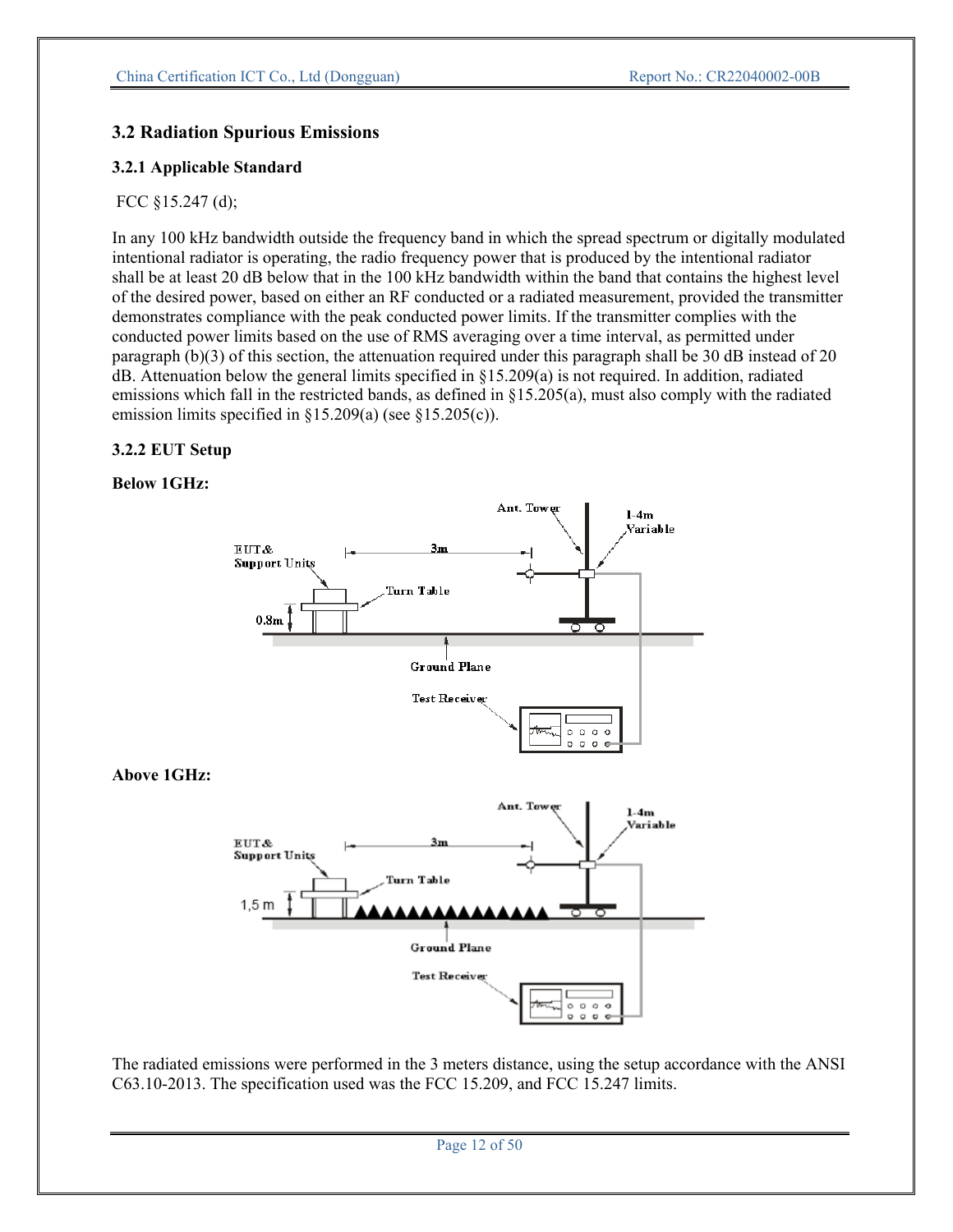## 3.2 Radiation Spurious Emissions

### 3.2.1 Applicable Standard

FCC §15.247 (d);

In any 100 kHz bandwidth outside the frequency band in which the spread spectrum or digitally modulated intentional radiator is operating, the radio frequency power that is produced by the intentional radiator shall be at least 20 dB below that in the 100 kHz bandwidth within the band that contains the highest level of the desired power, based on either an RF conducted or a radiated measurement, provided the transmitter demonstrates compliance with the peak conducted power limits. If the transmitter complies with the conducted power limits based on the use of RMS averaging over a time interval, as permitted under paragraph (b)(3) of this section, the attenuation required under this paragraph shall be 30 dB instead of 20 dB. Attenuation below the general limits specified in §15.209(a) is not required. In addition, radiated emissions which fall in the restricted bands, as defined in §15.205(a), must also comply with the radiated emission limits specified in §15.209(a) (see §15.205(c)).

### 3.2.2 EUT Setup

**Below 1GHz:**

**Above 1GHz:**

The radiated emissions were performed in the 3 meters distance, using the setup accordance with the ANSI C63.10-2013. The specification used was the FCC 15.209, and FCC 15.247 limits.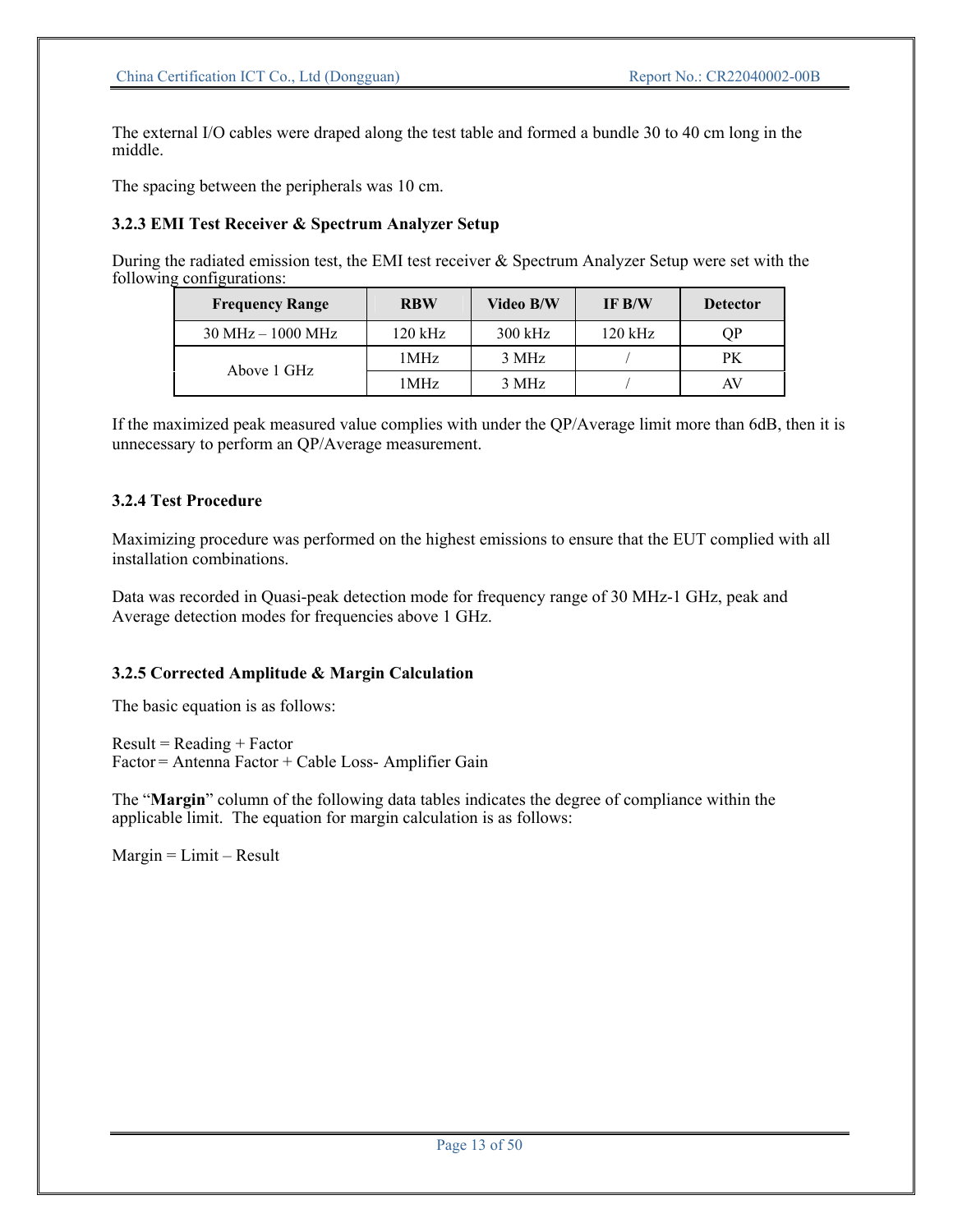The external I/O cables were draped along the test table and formed a bundle 30 to 40 cm long in the middle.

The spacing between the peripherals was 10 cm.

### 3.2.3 EMI Test Receiver & Spectrum Analyzer Setup

During the radiated emission test, the EMI test receiver & Spectrum Analyzer Setup were set with the following configurations:

| Frequency Range | RBW | Video B/W | IF B/W | Detector |
|---|---|---|---|---|
| 30 MHz – 1000 MHz | 120 kHz | 300 kHz | 120 kHz | QP |
| Above 1 GHz | 1MHz | 3 MHz | / | PK |
| | 1MHz | 3 MHz | / | AV |

If the maximized peak measured value complies with under the QP/Average limit more than 6dB, then it is unnecessary to perform an QP/Average measurement.

### 3.2.4 Test Procedure

Maximizing procedure was performed on the highest emissions to ensure that the EUT complied with all installation combinations.

Data was recorded in Quasi-peak detection mode for frequency range of 30 MHz-1 GHz, peak and Average detection modes for frequencies above 1 GHz.

### 3.2.5 Corrected Amplitude & Margin Calculation

The basic equation is as follows:

Result = Reading + Factor
Factor = Antenna Factor + Cable Loss- Amplifier Gain

The "**Margin**" column of the following data tables indicates the degree of compliance within the applicable limit. The equation for margin calculation is as follows:

Margin = Limit – Result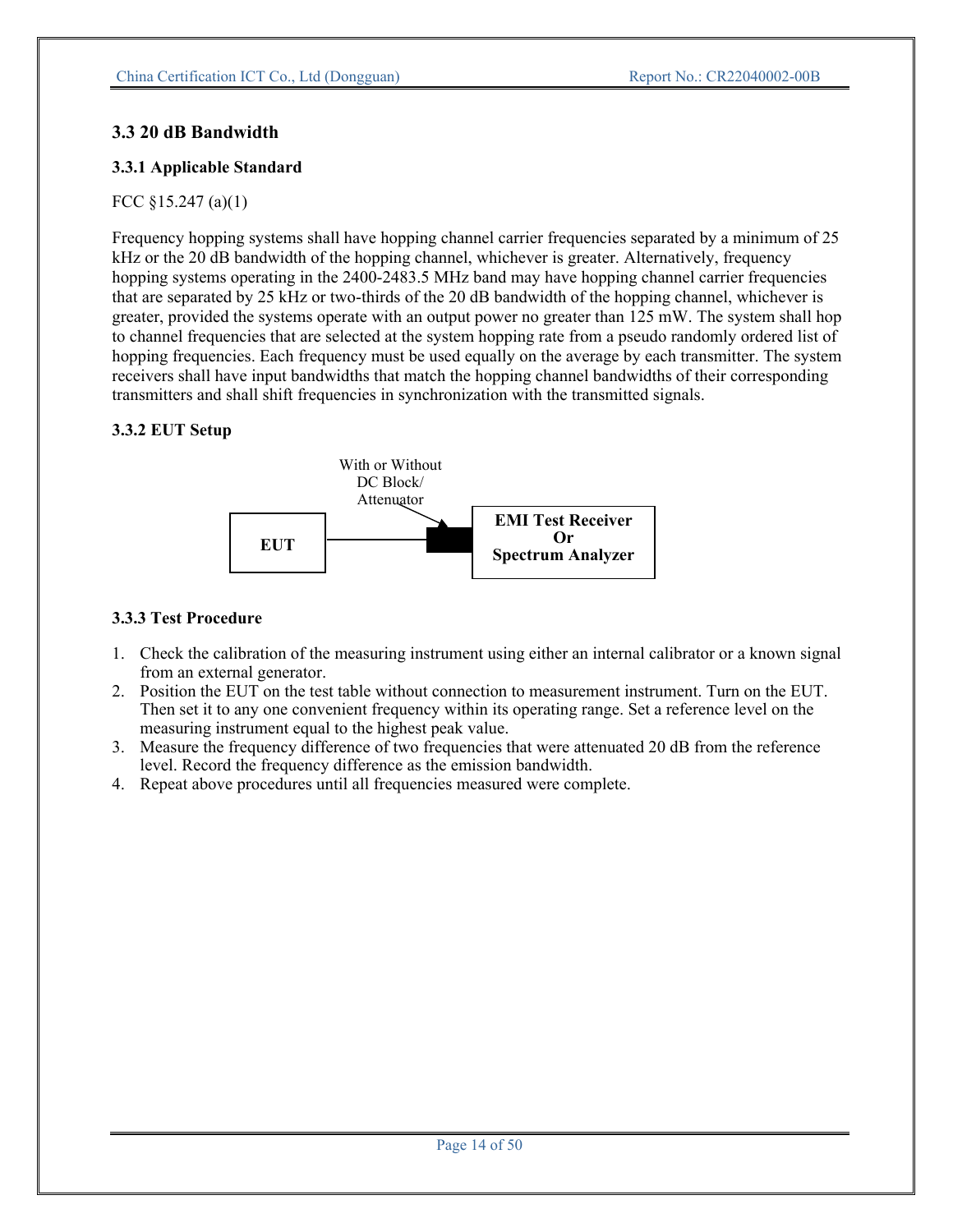## 3.3 20 dB Bandwidth

### 3.3.1 Applicable Standard

FCC §15.247 (a)(1)

Frequency hopping systems shall have hopping channel carrier frequencies separated by a minimum of 25 kHz or the 20 dB bandwidth of the hopping channel, whichever is greater. Alternatively, frequency hopping systems operating in the 2400-2483.5 MHz band may have hopping channel carrier frequencies that are separated by 25 kHz or two-thirds of the 20 dB bandwidth of the hopping channel, whichever is greater, provided the systems operate with an output power no greater than 125 mW. The system shall hop to channel frequencies that are selected at the system hopping rate from a pseudo randomly ordered list of hopping frequencies. Each frequency must be used equally on the average by each transmitter. The system receivers shall have input bandwidths that match the hopping channel bandwidths of their corresponding transmitters and shall shift frequencies in synchronization with the transmitted signals.

### 3.3.2 EUT Setup

With or Without DC Block/ Attenuator

**EUT**

**EMI Test Receiver Or Spectrum Analyzer**

### 3.3.3 Test Procedure

1. Check the calibration of the measuring instrument using either an internal calibrator or a known signal from an external generator.
2. Position the EUT on the test table without connection to measurement instrument. Turn on the EUT. Then set it to any one convenient frequency within its operating range. Set a reference level on the measuring instrument equal to the highest peak value.
3. Measure the frequency difference of two frequencies that were attenuated 20 dB from the reference level. Record the frequency difference as the emission bandwidth.
4. Repeat above procedures until all frequencies measured were complete.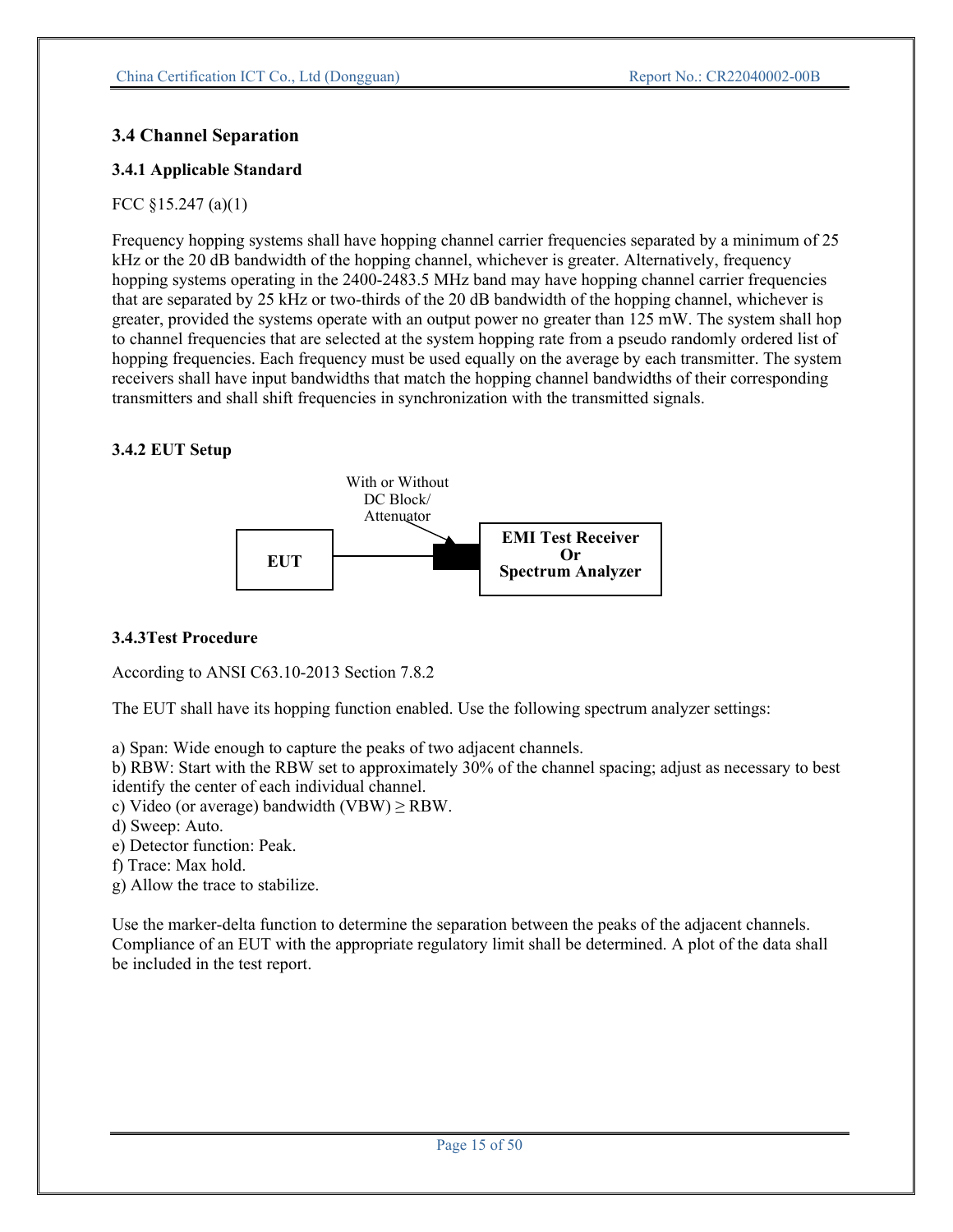## 3.4 Channel Separation

### 3.4.1 Applicable Standard

FCC §15.247 (a)(1)

Frequency hopping systems shall have hopping channel carrier frequencies separated by a minimum of 25 kHz or the 20 dB bandwidth of the hopping channel, whichever is greater. Alternatively, frequency hopping systems operating in the 2400-2483.5 MHz band may have hopping channel carrier frequencies that are separated by 25 kHz or two-thirds of the 20 dB bandwidth of the hopping channel, whichever is greater, provided the systems operate with an output power no greater than 125 mW. The system shall hop to channel frequencies that are selected at the system hopping rate from a pseudo randomly ordered list of hopping frequencies. Each frequency must be used equally on the average by each transmitter. The system receivers shall have input bandwidths that match the hopping channel bandwidths of their corresponding transmitters and shall shift frequencies in synchronization with the transmitted signals.

### 3.4.2 EUT Setup

With or Without DC Block/ Attenuator

EUT

EMI Test Receiver Or Spectrum Analyzer

### 3.4.3Test Procedure

According to ANSI C63.10-2013 Section 7.8.2

The EUT shall have its hopping function enabled. Use the following spectrum analyzer settings:

a) Span: Wide enough to capture the peaks of two adjacent channels.
b) RBW: Start with the RBW set to approximately 30% of the channel spacing; adjust as necessary to best identify the center of each individual channel.
c) Video (or average) bandwidth (VBW) ≥ RBW.
d) Sweep: Auto.
e) Detector function: Peak.
f) Trace: Max hold.
g) Allow the trace to stabilize.

Use the marker-delta function to determine the separation between the peaks of the adjacent channels. Compliance of an EUT with the appropriate regulatory limit shall be determined. A plot of the data shall be included in the test report.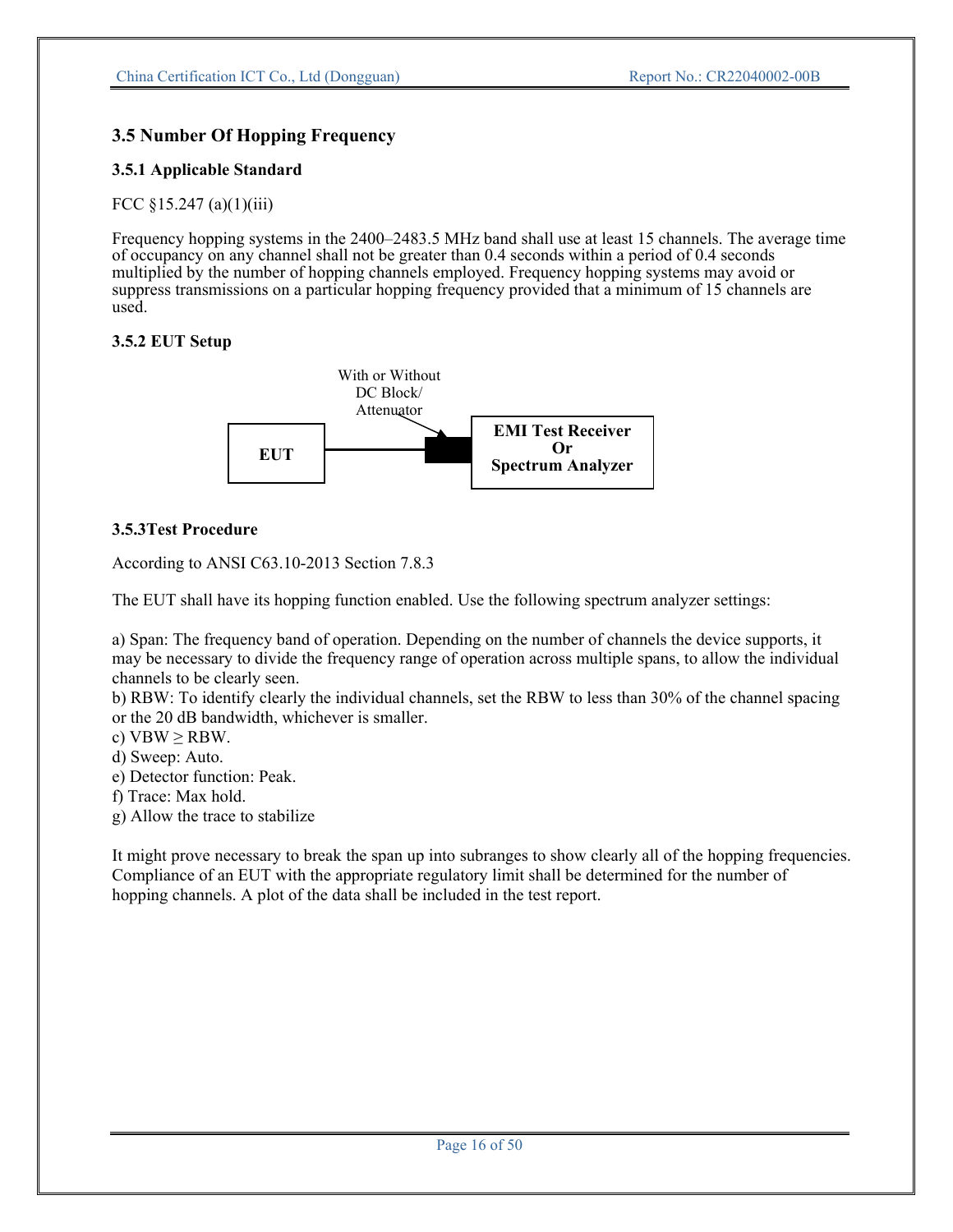## 3.5 Number Of Hopping Frequency

### 3.5.1 Applicable Standard

FCC §15.247 (a)(1)(iii)

Frequency hopping systems in the 2400–2483.5 MHz band shall use at least 15 channels. The average time of occupancy on any channel shall not be greater than 0.4 seconds within a period of 0.4 seconds multiplied by the number of hopping channels employed. Frequency hopping systems may avoid or suppress transmissions on a particular hopping frequency provided that a minimum of 15 channels are used.

### 3.5.2 EUT Setup

With or Without DC Block/ Attenuator

EUT

EMI Test Receiver Or Spectrum Analyzer

### 3.5.3Test Procedure

According to ANSI C63.10-2013 Section 7.8.3

The EUT shall have its hopping function enabled. Use the following spectrum analyzer settings:

a) Span: The frequency band of operation. Depending on the number of channels the device supports, it may be necessary to divide the frequency range of operation across multiple spans, to allow the individual channels to be clearly seen.
b) RBW: To identify clearly the individual channels, set the RBW to less than 30% of the channel spacing or the 20 dB bandwidth, whichever is smaller.
c) VBW ≥ RBW.
d) Sweep: Auto.
e) Detector function: Peak.
f) Trace: Max hold.
g) Allow the trace to stabilize

It might prove necessary to break the span up into subranges to show clearly all of the hopping frequencies. Compliance of an EUT with the appropriate regulatory limit shall be determined for the number of hopping channels. A plot of the data shall be included in the test report.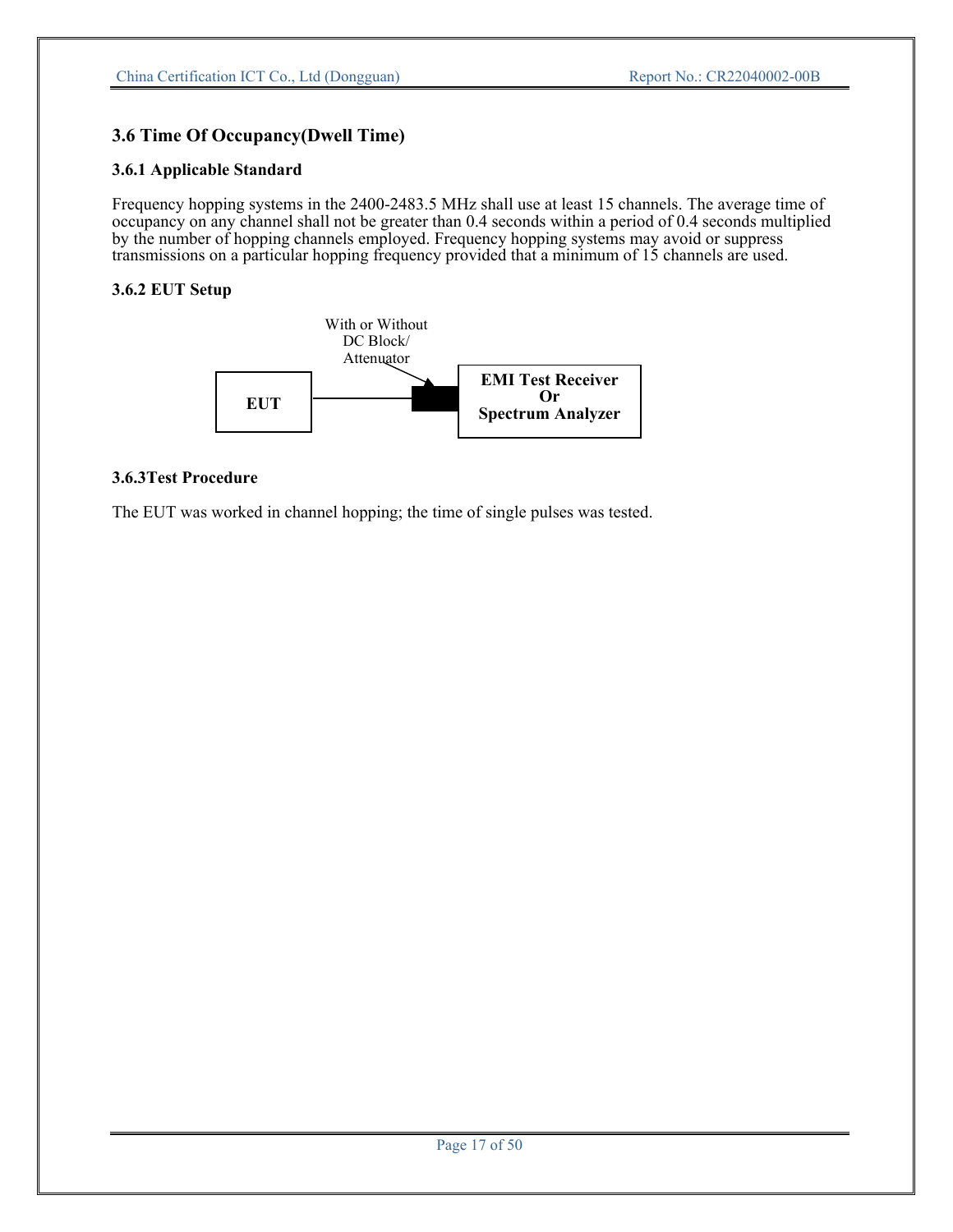## 3.6 Time Of Occupancy(Dwell Time)

### 3.6.1 Applicable Standard

Frequency hopping systems in the 2400-2483.5 MHz shall use at least 15 channels. The average time of occupancy on any channel shall not be greater than 0.4 seconds within a period of 0.4 seconds multiplied by the number of hopping channels employed. Frequency hopping systems may avoid or suppress transmissions on a particular hopping frequency provided that a minimum of 15 channels are used.

### 3.6.2 EUT Setup

With or Without DC Block/ Attenuator

**EUT**

**EMI Test Receiver Or Spectrum Analyzer**

### 3.6.3Test Procedure

The EUT was worked in channel hopping; the time of single pulses was tested.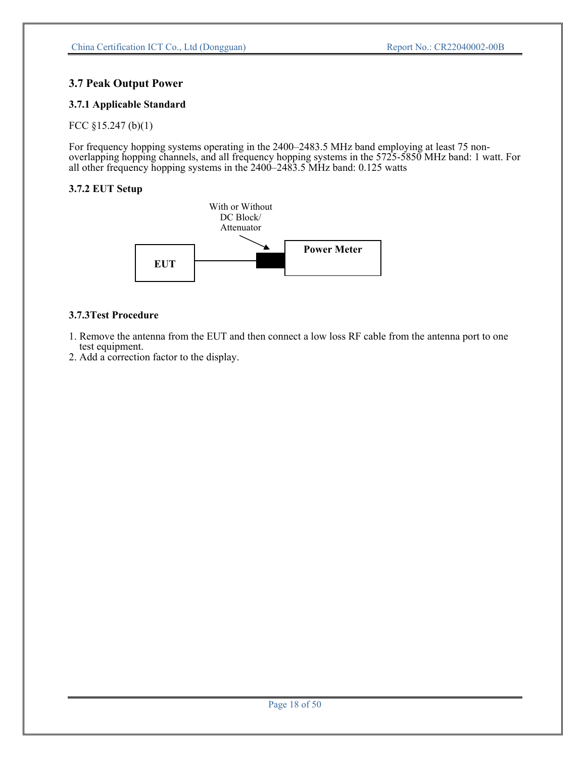## 3.7 Peak Output Power

### 3.7.1 Applicable Standard

FCC §15.247 (b)(1)

For frequency hopping systems operating in the 2400–2483.5 MHz band employing at least 75 non-overlapping hopping channels, and all frequency hopping systems in the 5725-5850 MHz band: 1 watt. For all other frequency hopping systems in the 2400–2483.5 MHz band: 0.125 watts

### 3.7.2 EUT Setup

With or Without DC Block/ Attenuator

**EUT**

**Power Meter**

### 3.7.3Test Procedure

1. Remove the antenna from the EUT and then connect a low loss RF cable from the antenna port to one test equipment.
2. Add a correction factor to the display.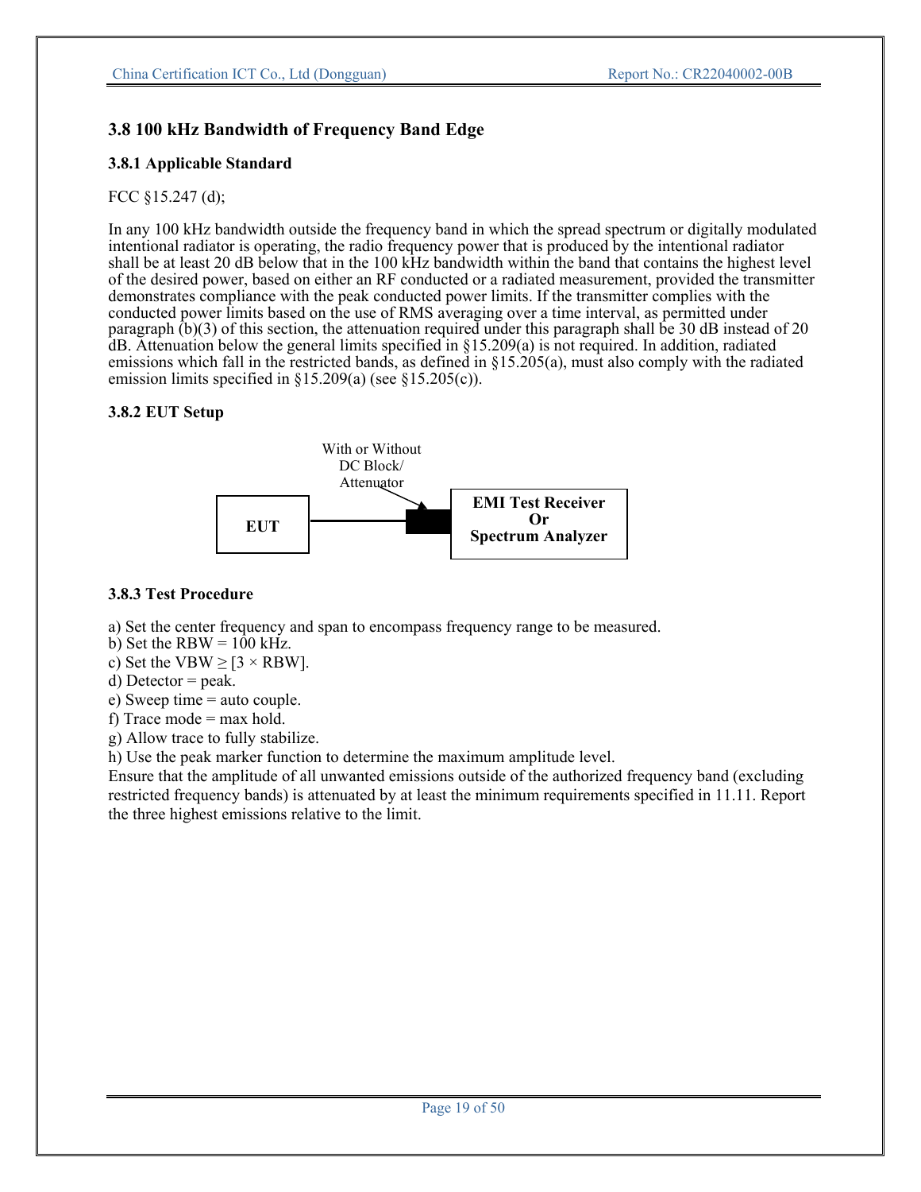## 3.8 100 kHz Bandwidth of Frequency Band Edge

### 3.8.1 Applicable Standard

FCC §15.247 (d);

In any 100 kHz bandwidth outside the frequency band in which the spread spectrum or digitally modulated intentional radiator is operating, the radio frequency power that is produced by the intentional radiator shall be at least 20 dB below that in the 100 kHz bandwidth within the band that contains the highest level of the desired power, based on either an RF conducted or a radiated measurement, provided the transmitter demonstrates compliance with the peak conducted power limits. If the transmitter complies with the conducted power limits based on the use of RMS averaging over a time interval, as permitted under paragraph (b)(3) of this section, the attenuation required under this paragraph shall be 30 dB instead of 20 dB. Attenuation below the general limits specified in §15.209(a) is not required. In addition, radiated emissions which fall in the restricted bands, as defined in §15.205(a), must also comply with the radiated emission limits specified in §15.209(a) (see §15.205(c)).

### 3.8.2 EUT Setup

With or Without DC Block/ Attenuator

**EUT** → **EMI Test Receiver Or Spectrum Analyzer**

### 3.8.3 Test Procedure

a) Set the center frequency and span to encompass frequency range to be measured.
b) Set the RBW = 100 kHz.
c) Set the VBW ≥ [3 × RBW].
d) Detector = peak.
e) Sweep time = auto couple.
f) Trace mode = max hold.
g) Allow trace to fully stabilize.
h) Use the peak marker function to determine the maximum amplitude level.

Ensure that the amplitude of all unwanted emissions outside of the authorized frequency band (excluding restricted frequency bands) is attenuated by at least the minimum requirements specified in 11.11. Report the three highest emissions relative to the limit.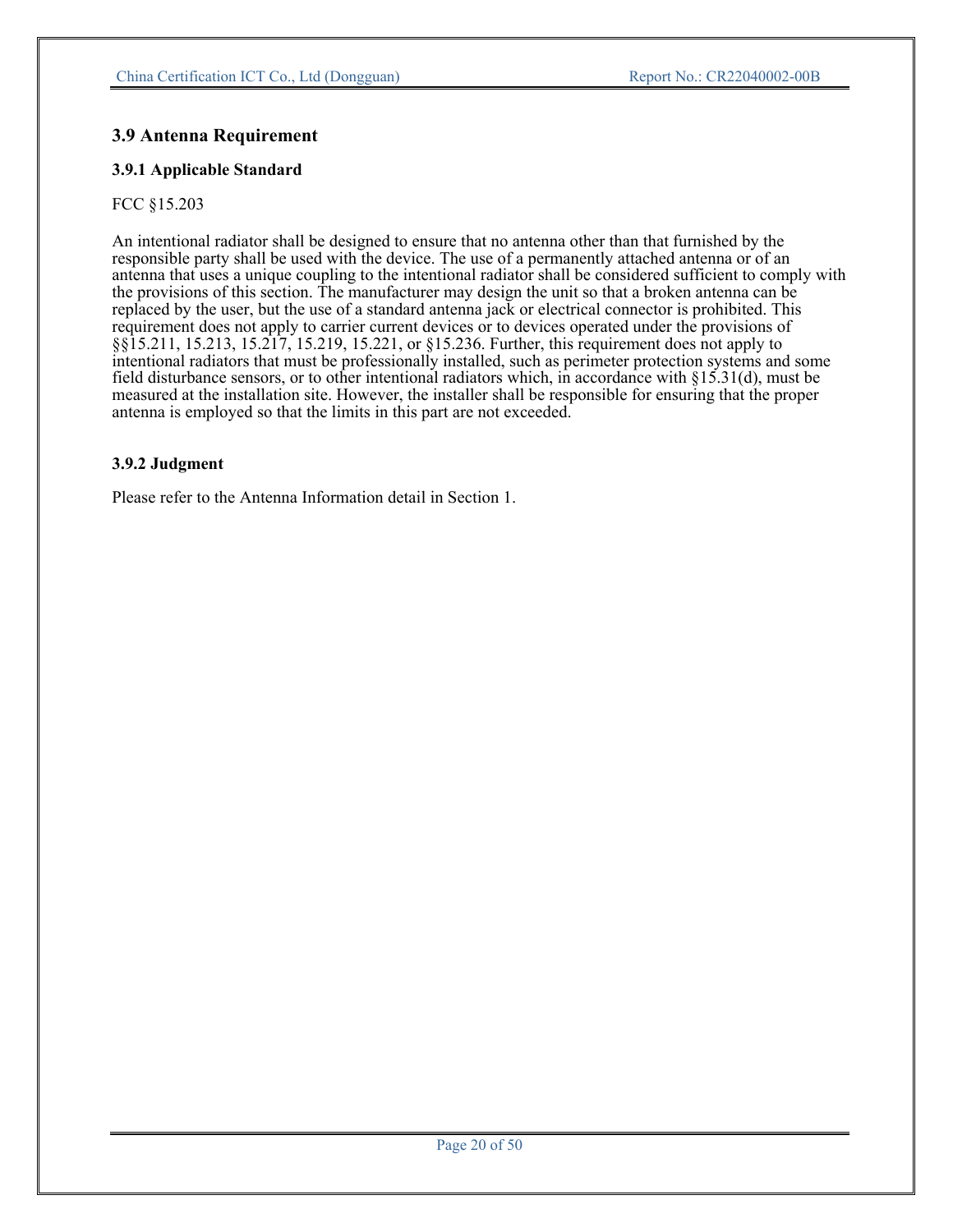## 3.9 Antenna Requirement

### 3.9.1 Applicable Standard

FCC §15.203

An intentional radiator shall be designed to ensure that no antenna other than that furnished by the responsible party shall be used with the device. The use of a permanently attached antenna or of an antenna that uses a unique coupling to the intentional radiator shall be considered sufficient to comply with the provisions of this section. The manufacturer may design the unit so that a broken antenna can be replaced by the user, but the use of a standard antenna jack or electrical connector is prohibited. This requirement does not apply to carrier current devices or to devices operated under the provisions of §§15.211, 15.213, 15.217, 15.219, 15.221, or §15.236. Further, this requirement does not apply to intentional radiators that must be professionally installed, such as perimeter protection systems and some field disturbance sensors, or to other intentional radiators which, in accordance with §15.31(d), must be measured at the installation site. However, the installer shall be responsible for ensuring that the proper antenna is employed so that the limits in this part are not exceeded.

### 3.9.2 Judgment

Please refer to the Antenna Information detail in Section 1.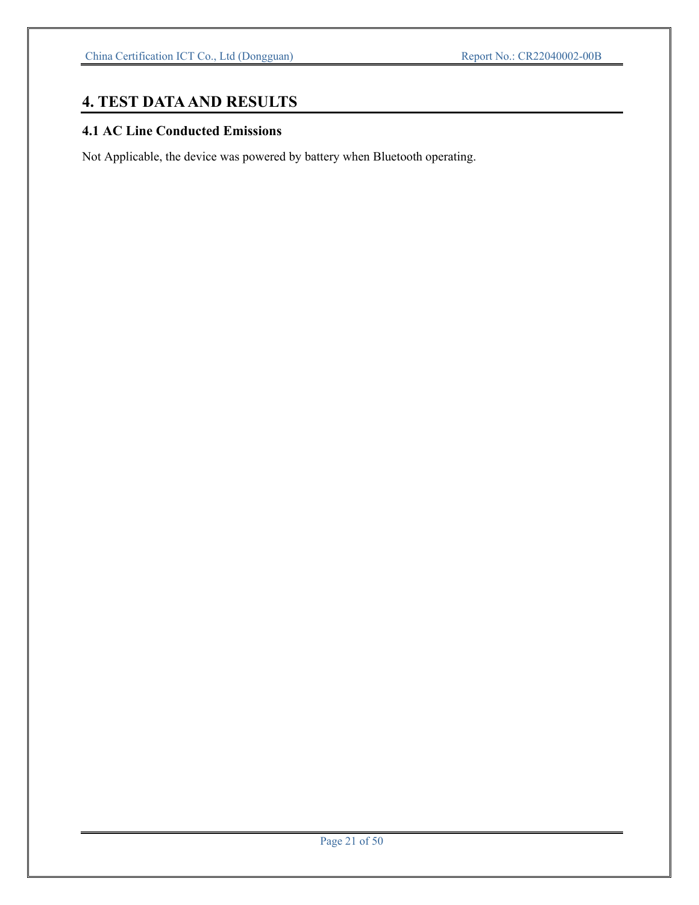# 4. TEST DATA AND RESULTS

## 4.1 AC Line Conducted Emissions

Not Applicable, the device was powered by battery when Bluetooth operating.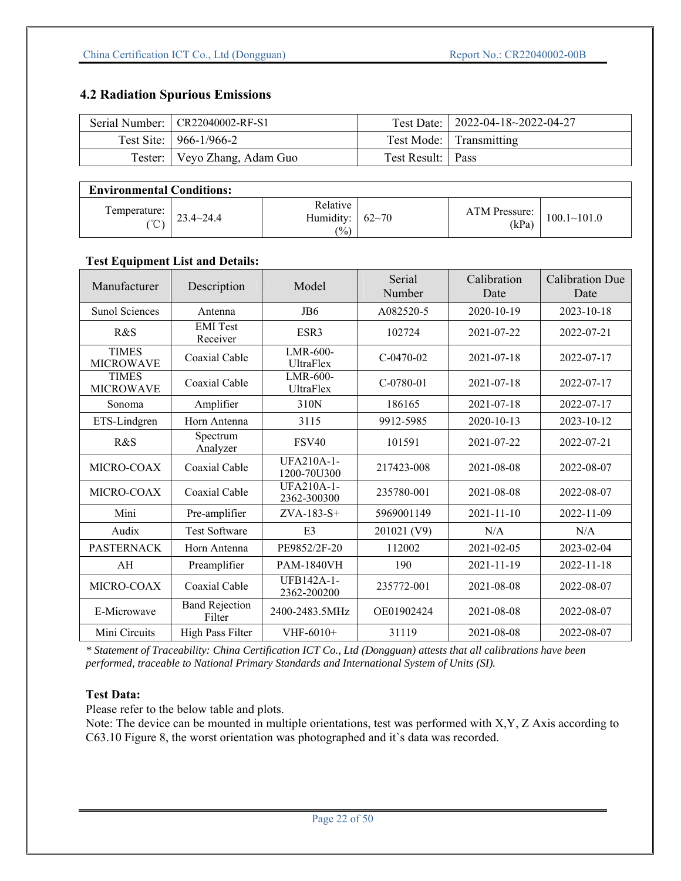## 4.2 Radiation Spurious Emissions

| Serial Number: | CR22040002-RF-S1 | Test Date: | 2022-04-18~2022-04-27 |
|---|---|---|---|
| Test Site: | 966-1/966-2 | Test Mode: | Transmitting |
| Tester: | Veyo Zhang, Adam Guo | Test Result: | Pass |

| **Environmental Conditions:** | | | | | |
|---|---|---|---|---|---|
| Temperature: (℃) | 23.4~24.4 | Relative Humidity: (%) | 62~70 | ATM Pressure: (kPa) | 100.1~101.0 |

**Test Equipment List and Details:**

| Manufacturer | Description | Model | Serial Number | Calibration Date | Calibration Due Date |
|---|---|---|---|---|---|
| Sunol Sciences | Antenna | JB6 | A082520-5 | 2020-10-19 | 2023-10-18 |
| R&S | EMI Test Receiver | ESR3 | 102724 | 2021-07-22 | 2022-07-21 |
| TIMES MICROWAVE | Coaxial Cable | LMR-600-UltraFlex | C-0470-02 | 2021-07-18 | 2022-07-17 |
| TIMES MICROWAVE | Coaxial Cable | LMR-600-UltraFlex | C-0780-01 | 2021-07-18 | 2022-07-17 |
| Sonoma | Amplifier | 310N | 186165 | 2021-07-18 | 2022-07-17 |
| ETS-Lindgren | Horn Antenna | 3115 | 9912-5985 | 2020-10-13 | 2023-10-12 |
| R&S | Spectrum Analyzer | FSV40 | 101591 | 2021-07-22 | 2022-07-21 |
| MICRO-COAX | Coaxial Cable | UFA210A-1-1200-70U300 | 217423-008 | 2021-08-08 | 2022-08-07 |
| MICRO-COAX | Coaxial Cable | UFA210A-1-2362-300300 | 235780-001 | 2021-08-08 | 2022-08-07 |
| Mini | Pre-amplifier | ZVA-183-S+ | 5969001149 | 2021-11-10 | 2022-11-09 |
| Audix | Test Software | E3 | 201021 (V9) | N/A | N/A |
| PASTERNACK | Horn Antenna | PE9852/2F-20 | 112002 | 2021-02-05 | 2023-02-04 |
| AH | Preamplifier | PAM-1840VH | 190 | 2021-11-19 | 2022-11-18 |
| MICRO-COAX | Coaxial Cable | UFB142A-1-2362-200200 | 235772-001 | 2021-08-08 | 2022-08-07 |
| E-Microwave | Band Rejection Filter | 2400-2483.5MHz | OE01902424 | 2021-08-08 | 2022-08-07 |
| Mini Circuits | High Pass Filter | VHF-6010+ | 31119 | 2021-08-08 | 2022-08-07 |

*\* Statement of Traceability: China Certification ICT Co., Ltd (Dongguan) attests that all calibrations have been performed, traceable to National Primary Standards and International System of Units (SI).*

**Test Data:**

Please refer to the below table and plots.

Note: The device can be mounted in multiple orientations, test was performed with X,Y, Z Axis according to C63.10 Figure 8, the worst orientation was photographed and it`s data was recorded.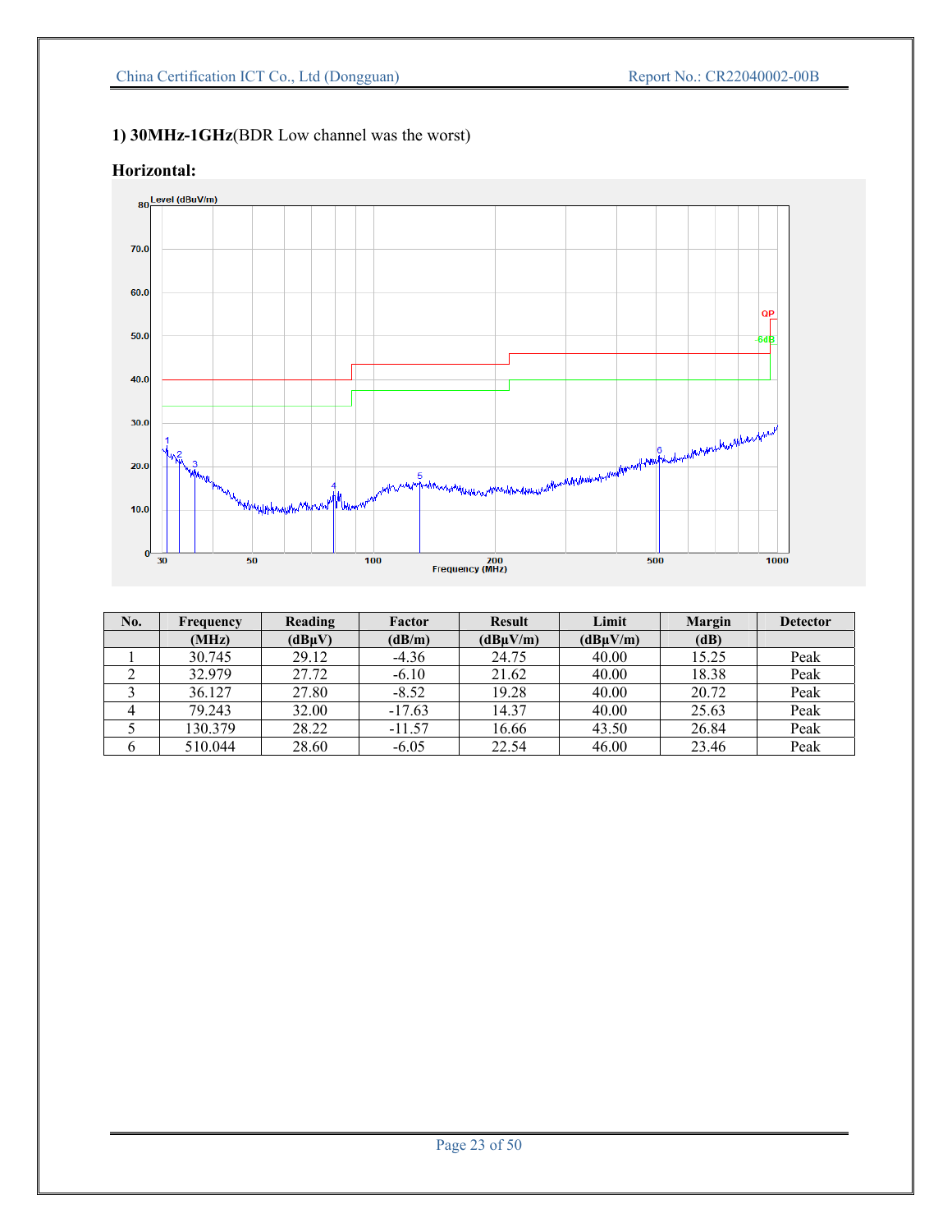**1) 30MHz-1GHz**(BDR Low channel was the worst)

**Horizontal:**

| No. | Frequency | Reading | Factor | Result | Limit | Margin | Detector |
|---|---|---|---|---|---|---|---|
| | (MHz) | (dBμV) | (dB/m) | (dBμV/m) | (dBμV/m) | (dB) | |
| 1 | 30.745 | 29.12 | -4.36 | 24.75 | 40.00 | 15.25 | Peak |
| 2 | 32.979 | 27.72 | -6.10 | 21.62 | 40.00 | 18.38 | Peak |
| 3 | 36.127 | 27.80 | -8.52 | 19.28 | 40.00 | 20.72 | Peak |
| 4 | 79.243 | 32.00 | -17.63 | 14.37 | 40.00 | 25.63 | Peak |
| 5 | 130.379 | 28.22 | -11.57 | 16.66 | 43.50 | 26.84 | Peak |
| 6 | 510.044 | 28.60 | -6.05 | 22.54 | 46.00 | 23.46 | Peak |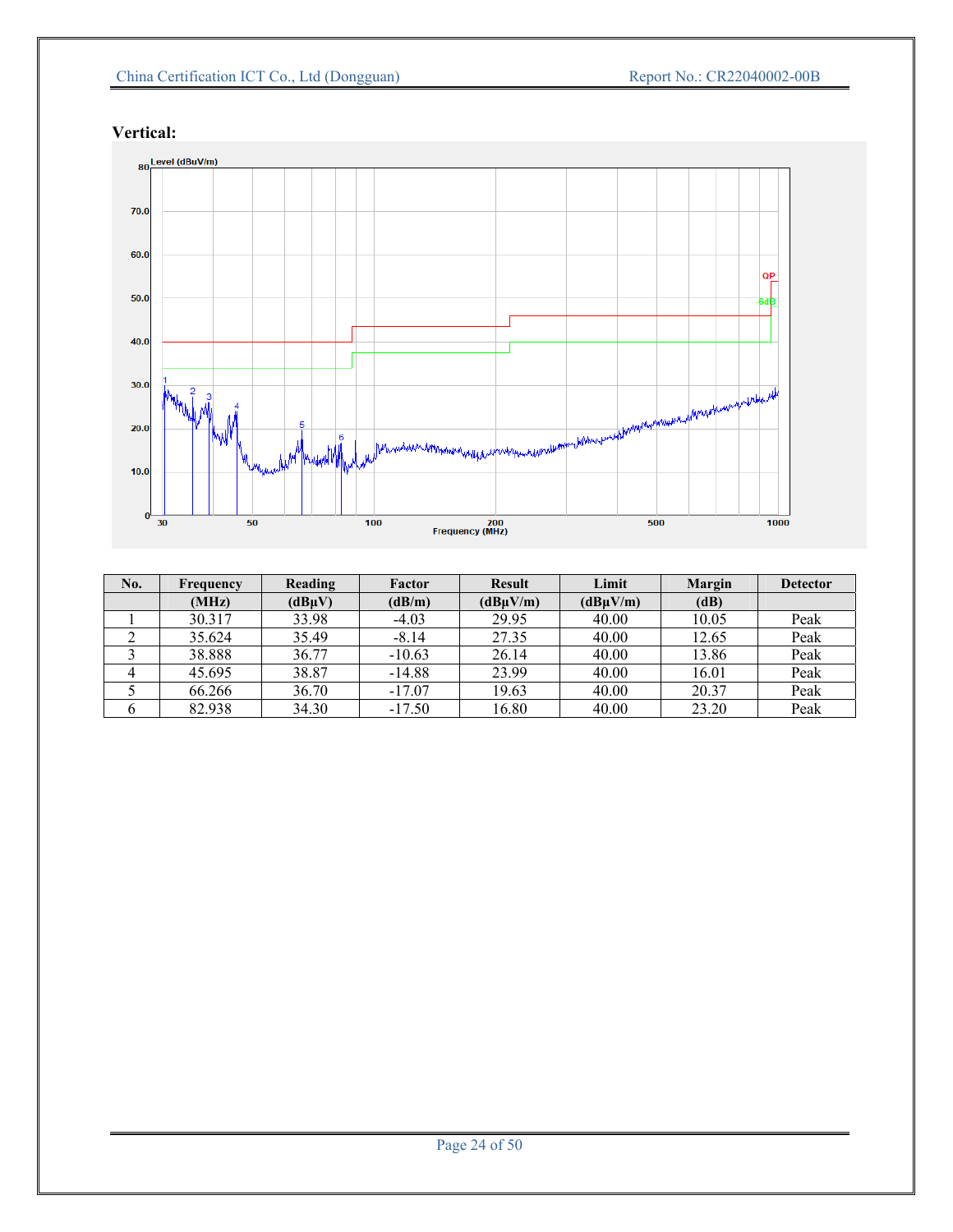**Vertical:**

| No. | Frequency | Reading | Factor | Result | Limit | Margin | Detector |
|---|---|---|---|---|---|---|---|
| | (MHz) | (dBμV) | (dB/m) | (dBμV/m) | (dBμV/m) | (dB) | |
| 1 | 30.317 | 33.98 | -4.03 | 29.95 | 40.00 | 10.05 | Peak |
| 2 | 35.624 | 35.49 | -8.14 | 27.35 | 40.00 | 12.65 | Peak |
| 3 | 38.888 | 36.77 | -10.63 | 26.14 | 40.00 | 13.86 | Peak |
| 4 | 45.695 | 38.87 | -14.88 | 23.99 | 40.00 | 16.01 | Peak |
| 5 | 66.266 | 36.70 | -17.07 | 19.63 | 40.00 | 20.37 | Peak |
| 6 | 82.938 | 34.30 | -17.50 | 16.80 | 40.00 | 23.20 | Peak |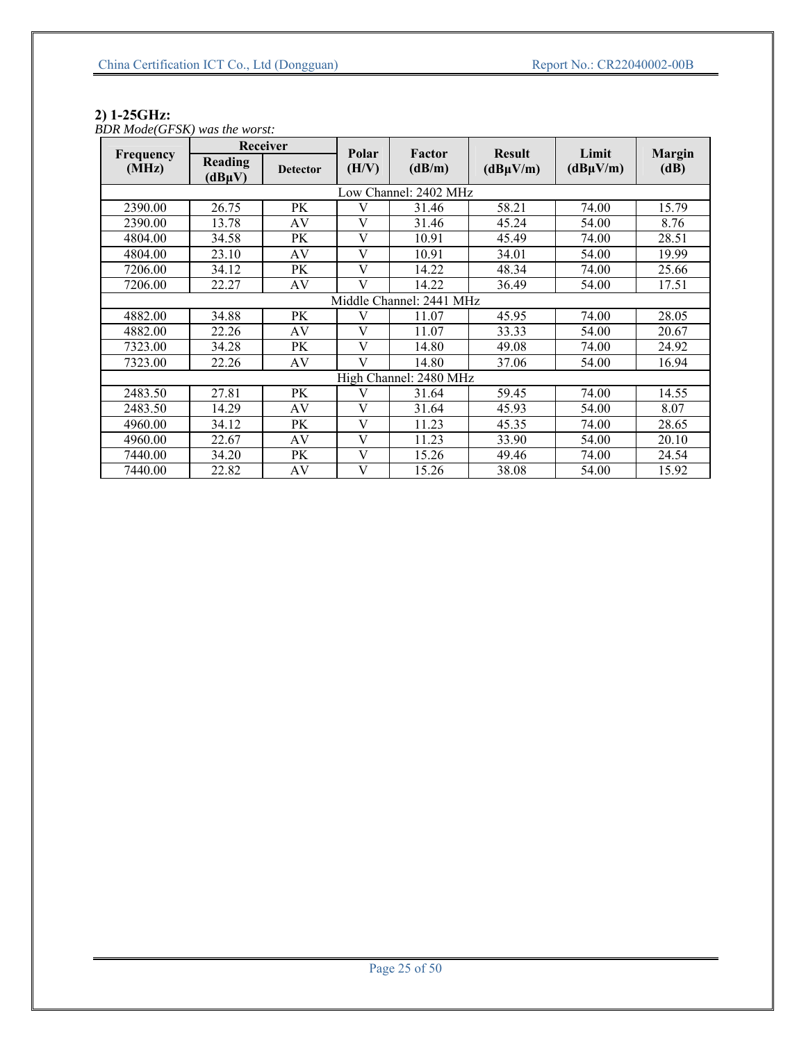**2) 1-25GHz:**

*BDR Mode(GFSK) was the worst:*

| Frequency (MHz) | Receiver | | Polar (H/V) | Factor (dB/m) | Result (dBμV/m) | Limit (dBμV/m) | Margin (dB) |
|---|---|---|---|---|---|---|---|
| | Reading (dBμV) | Detector | | | | | |
| Low Channel: 2402 MHz | | | | | | | |
| 2390.00 | 26.75 | PK | V | 31.46 | 58.21 | 74.00 | 15.79 |
| 2390.00 | 13.78 | AV | V | 31.46 | 45.24 | 54.00 | 8.76 |
| 4804.00 | 34.58 | PK | V | 10.91 | 45.49 | 74.00 | 28.51 |
| 4804.00 | 23.10 | AV | V | 10.91 | 34.01 | 54.00 | 19.99 |
| 7206.00 | 34.12 | PK | V | 14.22 | 48.34 | 74.00 | 25.66 |
| 7206.00 | 22.27 | AV | V | 14.22 | 36.49 | 54.00 | 17.51 |
| Middle Channel: 2441 MHz | | | | | | | |
| 4882.00 | 34.88 | PK | V | 11.07 | 45.95 | 74.00 | 28.05 |
| 4882.00 | 22.26 | AV | V | 11.07 | 33.33 | 54.00 | 20.67 |
| 7323.00 | 34.28 | PK | V | 14.80 | 49.08 | 74.00 | 24.92 |
| 7323.00 | 22.26 | AV | V | 14.80 | 37.06 | 54.00 | 16.94 |
| High Channel: 2480 MHz | | | | | | | |
| 2483.50 | 27.81 | PK | V | 31.64 | 59.45 | 74.00 | 14.55 |
| 2483.50 | 14.29 | AV | V | 31.64 | 45.93 | 54.00 | 8.07 |
| 4960.00 | 34.12 | PK | V | 11.23 | 45.35 | 74.00 | 28.65 |
| 4960.00 | 22.67 | AV | V | 11.23 | 33.90 | 54.00 | 20.10 |
| 7440.00 | 34.20 | PK | V | 15.26 | 49.46 | 74.00 | 24.54 |
| 7440.00 | 22.82 | AV | V | 15.26 | 38.08 | 54.00 | 15.92 |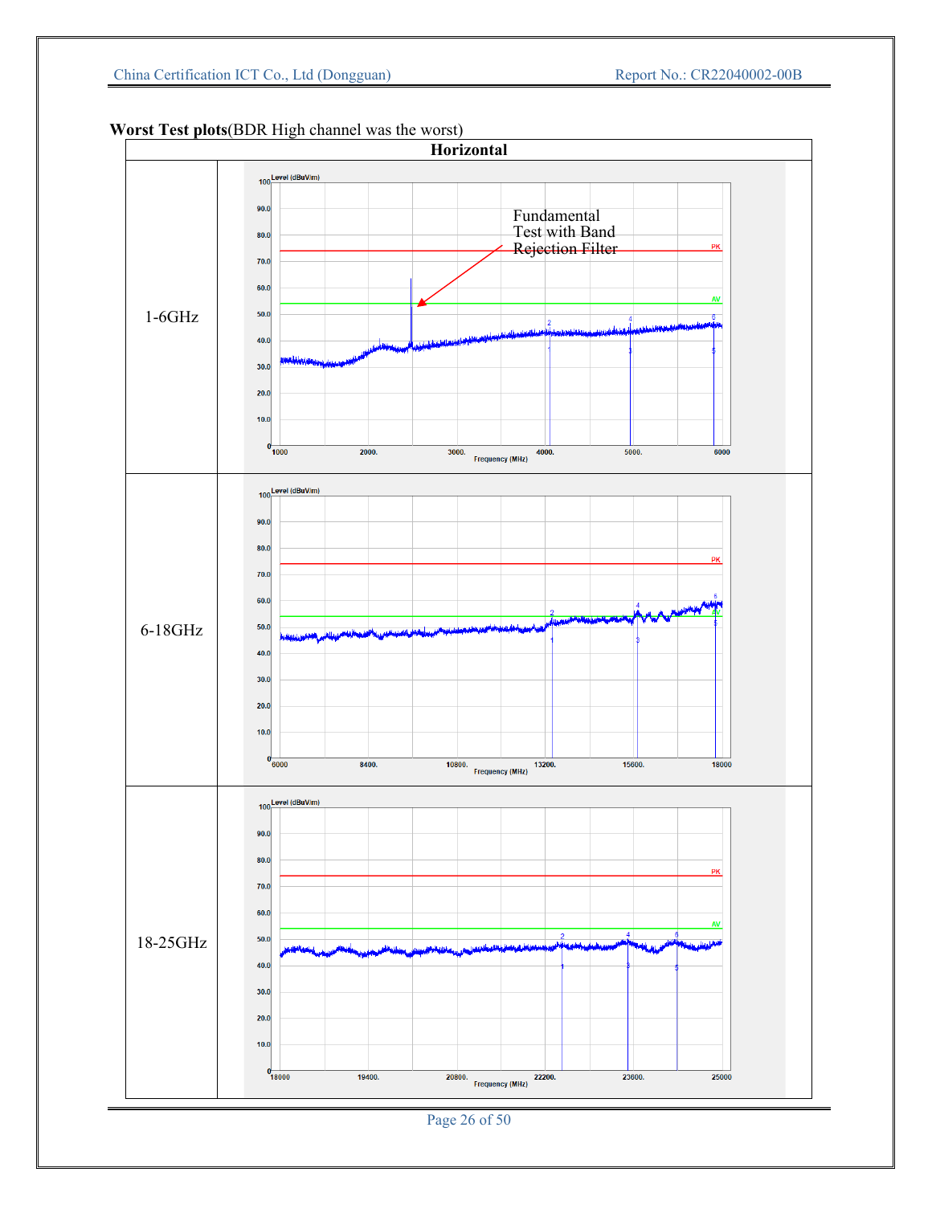**Worst Test plots**(BDR High channel was the worst)

| Horizontal | |
|---|---|
| 1-6GHz | |
| 6-18GHz | |
| 18-25GHz | |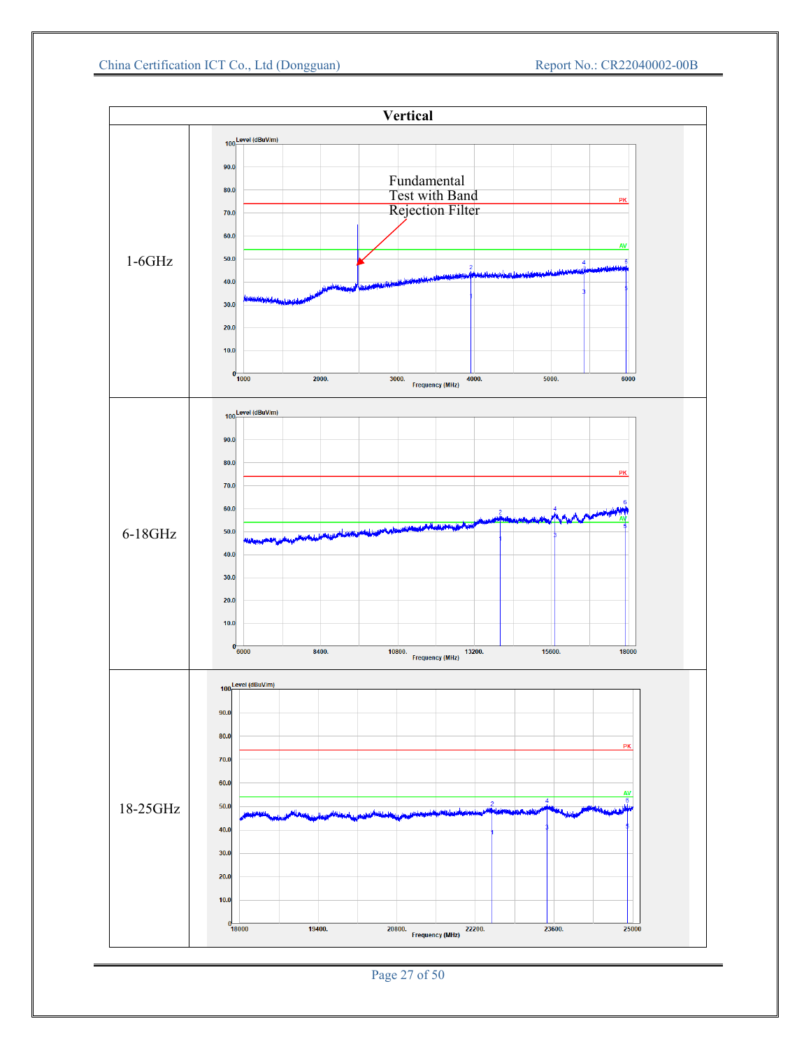| Vertical | |
|---|---|
| 1-6GHz | Level (dBuV/m); Frequency (MHz); PK; AV; Fundamental Test with Band Rejection Filter |
| 6-18GHz | Level (dBuV/m); Frequency (MHz); PK; AV |
| 18-25GHz | Level (dBuV/m); Frequency (MHz); PK; AV |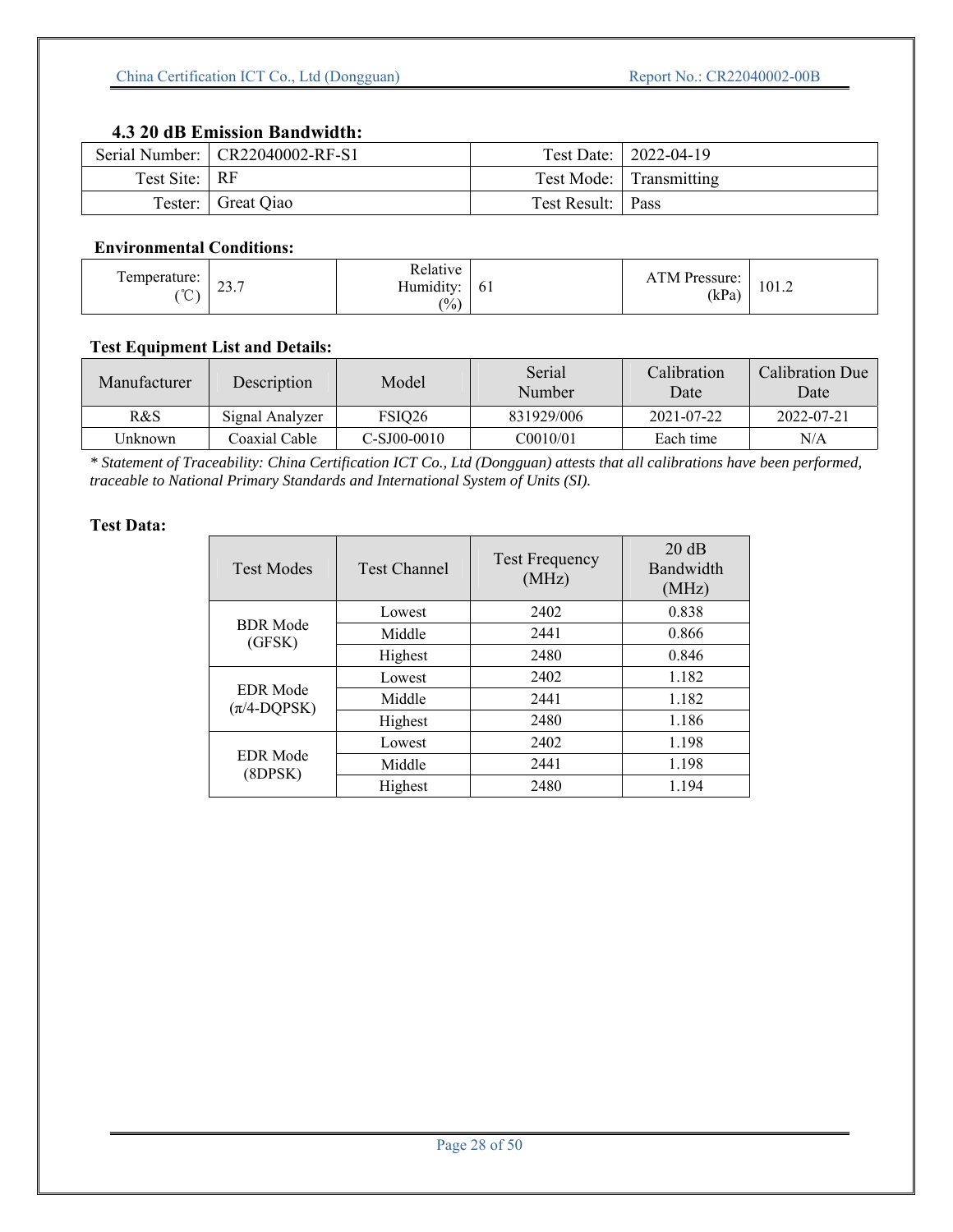### 4.3 20 dB Emission Bandwidth:

| Serial Number: | CR22040002-RF-S1 | Test Date: | 2022-04-19 |
|---|---|---|---|
| Test Site: | RF | Test Mode: | Transmitting |
| Tester: | Great Qiao | Test Result: | Pass |

**Environmental Conditions:**

| Temperature: (℃) | 23.7 | Relative Humidity: (%) | 61 | ATM Pressure: (kPa) | 101.2 |
|---|---|---|---|---|---|

**Test Equipment List and Details:**

| Manufacturer | Description | Model | Serial Number | Calibration Date | Calibration Due Date |
|---|---|---|---|---|---|
| R&S | Signal Analyzer | FSIQ26 | 831929/006 | 2021-07-22 | 2022-07-21 |
| Unknown | Coaxial Cable | C-SJ00-0010 | C0010/01 | Each time | N/A |

*\* Statement of Traceability: China Certification ICT Co., Ltd (Dongguan) attests that all calibrations have been performed, traceable to National Primary Standards and International System of Units (SI).*

**Test Data:**

| Test Modes | Test Channel | Test Frequency (MHz) | 20 dB Bandwidth (MHz) |
|---|---|---|---|
| BDR Mode (GFSK) | Lowest | 2402 | 0.838 |
| | Middle | 2441 | 0.866 |
| | Highest | 2480 | 0.846 |
| EDR Mode (π/4-DQPSK) | Lowest | 2402 | 1.182 |
| | Middle | 2441 | 1.182 |
| | Highest | 2480 | 1.186 |
| EDR Mode (8DPSK) | Lowest | 2402 | 1.198 |
| | Middle | 2441 | 1.198 |
| | Highest | 2480 | 1.194 |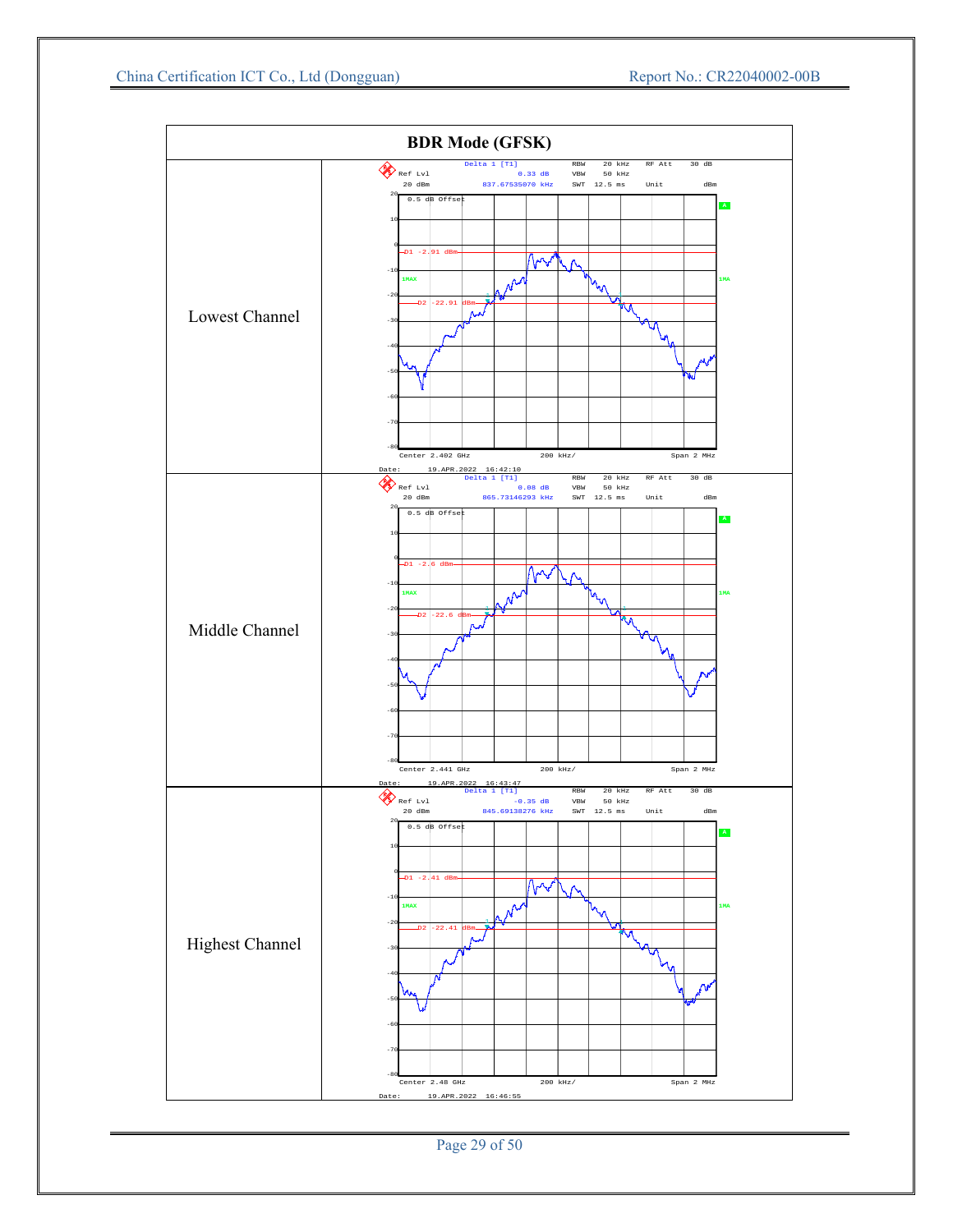| BDR Mode (GFSK) | |
|---|---|
| Lowest Channel | Delta 1 [T1] 0.33 dB 837.67535070 kHz; Ref Lvl 20 dBm; RBW 20 kHz; VBW 50 kHz; SWT 12.5 ms; RF Att 30 dB; Unit dBm; 0.5 dB Offset; D1 -2.91 dBm; D2 -22.91 dBm; Center 2.402 GHz; 200 kHz/; Span 2 MHz; Date: 19.APR.2022 16:42:10 |
| Middle Channel | Delta 1 [T1] 0.08 dB 865.73146293 kHz; Ref Lvl 20 dBm; RBW 20 kHz; VBW 50 kHz; SWT 12.5 ms; RF Att 30 dB; Unit dBm; 0.5 dB Offset; D1 -2.6 dBm; D2 -22.6 dBm; Center 2.441 GHz; 200 kHz/; Span 2 MHz; Date: 19.APR.2022 16:43:47 |
| Highest Channel | Delta 1 [T1] -0.35 dB 845.69138276 kHz; Ref Lvl 20 dBm; RBW 20 kHz; VBW 50 kHz; SWT 12.5 ms; RF Att 30 dB; Unit dBm; 0.5 dB Offset; D1 -2.41 dBm; D2 -22.41 dBm; Center 2.48 GHz; 200 kHz/; Span 2 MHz; Date: 19.APR.2022 16:46:55 |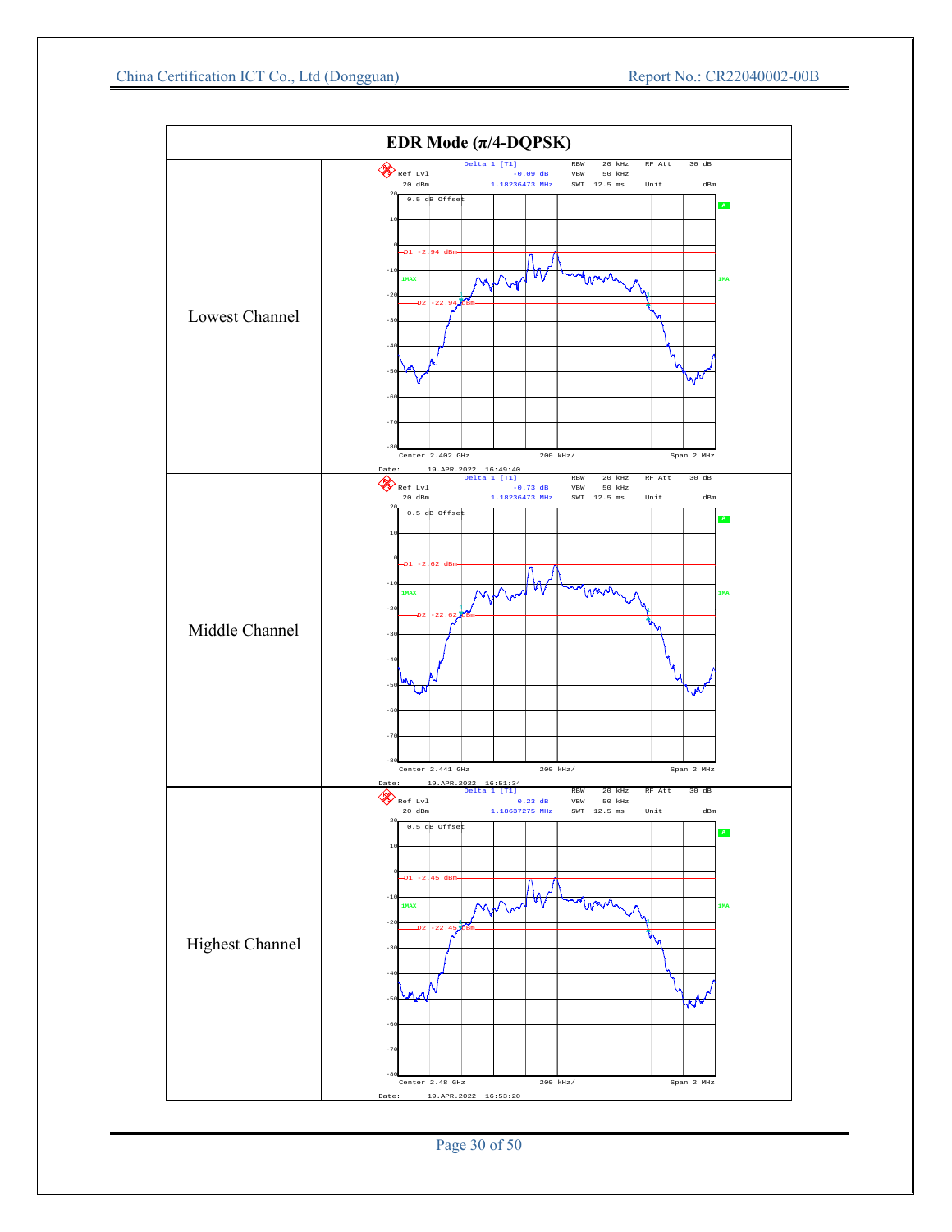| EDR Mode (π/4-DQPSK) | |
|---|---|
| Lowest Channel | Delta 1 [T1] -0.09 dB 1.18236473 MHz; RBW 20 kHz; VBW 50 kHz; SWT 12.5 ms; RF Att 30 dB; Ref Lvl 20 dBm; Unit dBm; 0.5 dB Offset; D1 -2.94 dBm; D2 -22.94 dBm; Center 2.402 GHz; 200 kHz/; Span 2 MHz; Date: 19.APR.2022 16:49:40 |
| Middle Channel | Delta 1 [T1] -0.73 dB 1.18236473 MHz; RBW 20 kHz; VBW 50 kHz; SWT 12.5 ms; RF Att 30 dB; Ref Lvl 20 dBm; Unit dBm; 0.5 dB Offset; D1 -2.62 dBm; D2 -22.62 dBm; Center 2.441 GHz; 200 kHz/; Span 2 MHz; Date: 19.APR.2022 16:51:34 |
| Highest Channel | Delta 1 [T1] 0.23 dB 1.18637275 MHz; RBW 20 kHz; VBW 50 kHz; SWT 12.5 ms; RF Att 30 dB; Ref Lvl 20 dBm; Unit dBm; 0.5 dB Offset; D1 -2.45 dBm; D2 -22.45 dBm; Center 2.48 GHz; 200 kHz/; Span 2 MHz; Date: 19.APR.2022 16:53:20 |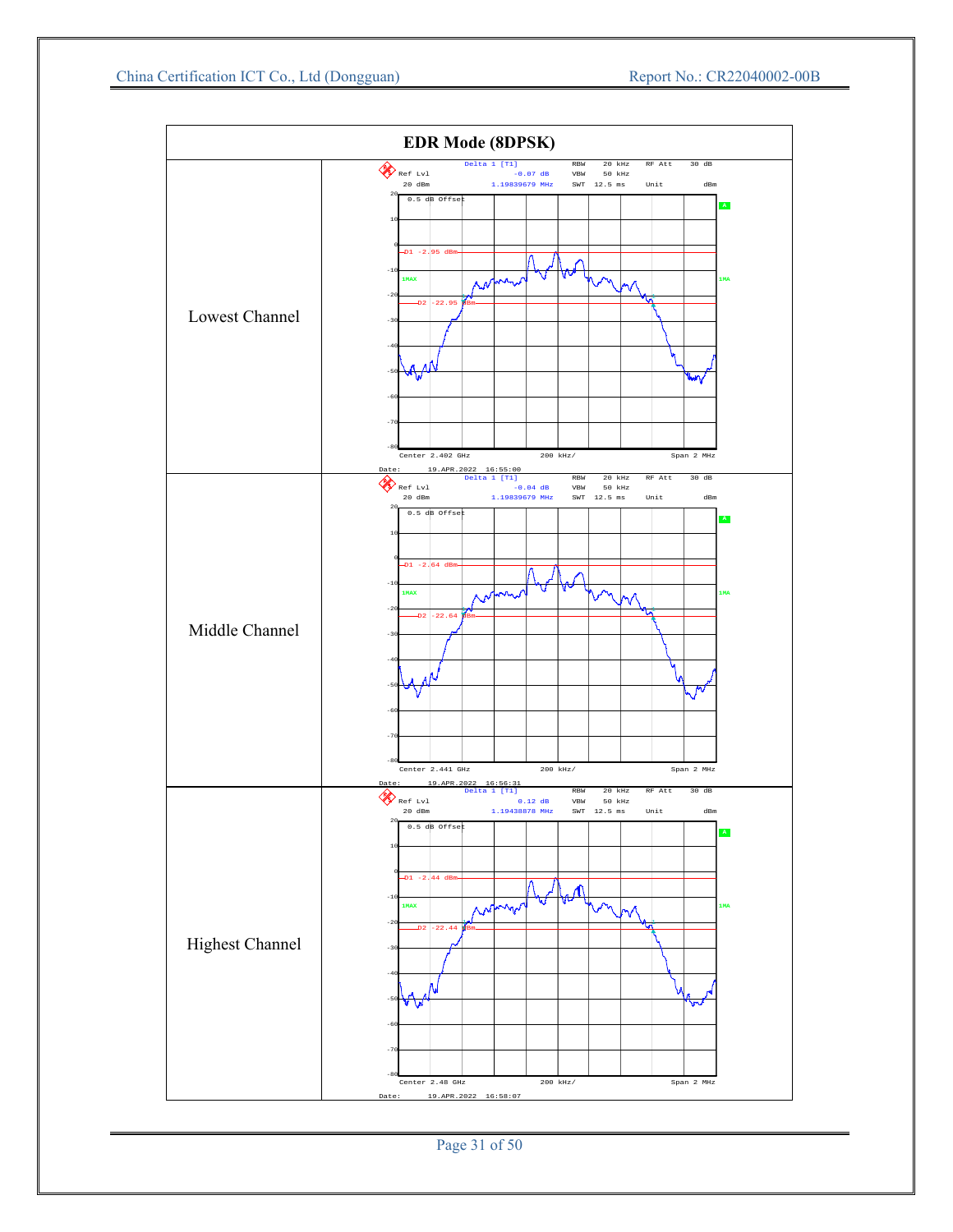| EDR Mode (8DPSK) | |
|---|---|
| Lowest Channel | Delta 1 [T1] -0.07 dB 1.19839679 MHz; RBW 20 kHz; VBW 50 kHz; SWT 12.5 ms; RF Att 30 dB; Unit dBm; Ref Lvl 20 dBm; 0.5 dB Offset; D1 -2.95 dBm; D2 -22.95 dBm; Center 2.402 GHz; 200 kHz/; Span 2 MHz; Date: 19.APR.2022 16:55:00 |
| Middle Channel | Delta 1 [T1] -0.04 dB 1.19839679 MHz; RBW 20 kHz; VBW 50 kHz; SWT 12.5 ms; RF Att 30 dB; Unit dBm; Ref Lvl 20 dBm; 0.5 dB Offset; D1 -2.64 dBm; D2 -22.64 dBm; Center 2.441 GHz; 200 kHz/; Span 2 MHz; Date: 19.APR.2022 16:56:31 |
| Highest Channel | Delta 1 [T1] 0.12 dB 1.19438878 MHz; RBW 20 kHz; VBW 50 kHz; SWT 12.5 ms; RF Att 30 dB; Unit dBm; Ref Lvl 20 dBm; 0.5 dB Offset; D1 -2.44 dBm; D2 -22.44 dBm; Center 2.48 GHz; 200 kHz/; Span 2 MHz; Date: 19.APR.2022 16:58:07 |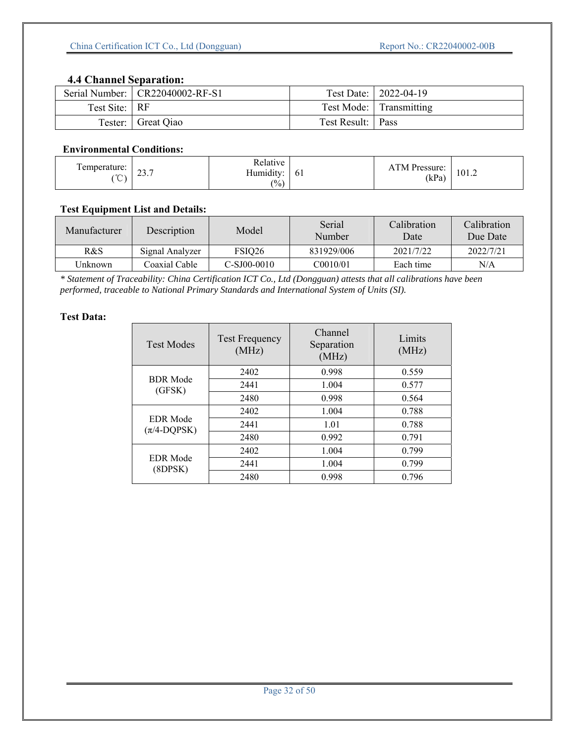### 4.4 Channel Separation:

| Serial Number: | CR22040002-RF-S1 | Test Date: | 2022-04-19 |
|---|---|---|---|
| Test Site: | RF | Test Mode: | Transmitting |
| Tester: | Great Qiao | Test Result: | Pass |

**Environmental Conditions:**

| Temperature: (℃) | 23.7 | Relative Humidity: (%) | 61 | ATM Pressure: (kPa) | 101.2 |
|---|---|---|---|---|---|

**Test Equipment List and Details:**

| Manufacturer | Description | Model | Serial Number | Calibration Date | Calibration Due Date |
|---|---|---|---|---|---|
| R&S | Signal Analyzer | FSIQ26 | 831929/006 | 2021/7/22 | 2022/7/21 |
| Unknown | Coaxial Cable | C-SJ00-0010 | C0010/01 | Each time | N/A |

*\* Statement of Traceability: China Certification ICT Co., Ltd (Dongguan) attests that all calibrations have been performed, traceable to National Primary Standards and International System of Units (SI).*

**Test Data:**

| Test Modes | Test Frequency (MHz) | Channel Separation (MHz) | Limits (MHz) |
|---|---|---|---|
| BDR Mode (GFSK) | 2402 | 0.998 | 0.559 |
| | 2441 | 1.004 | 0.577 |
| | 2480 | 0.998 | 0.564 |
| EDR Mode (π/4-DQPSK) | 2402 | 1.004 | 0.788 |
| | 2441 | 1.01 | 0.788 |
| | 2480 | 0.992 | 0.791 |
| EDR Mode (8DPSK) | 2402 | 1.004 | 0.799 |
| | 2441 | 1.004 | 0.799 |
| | 2480 | 0.998 | 0.796 |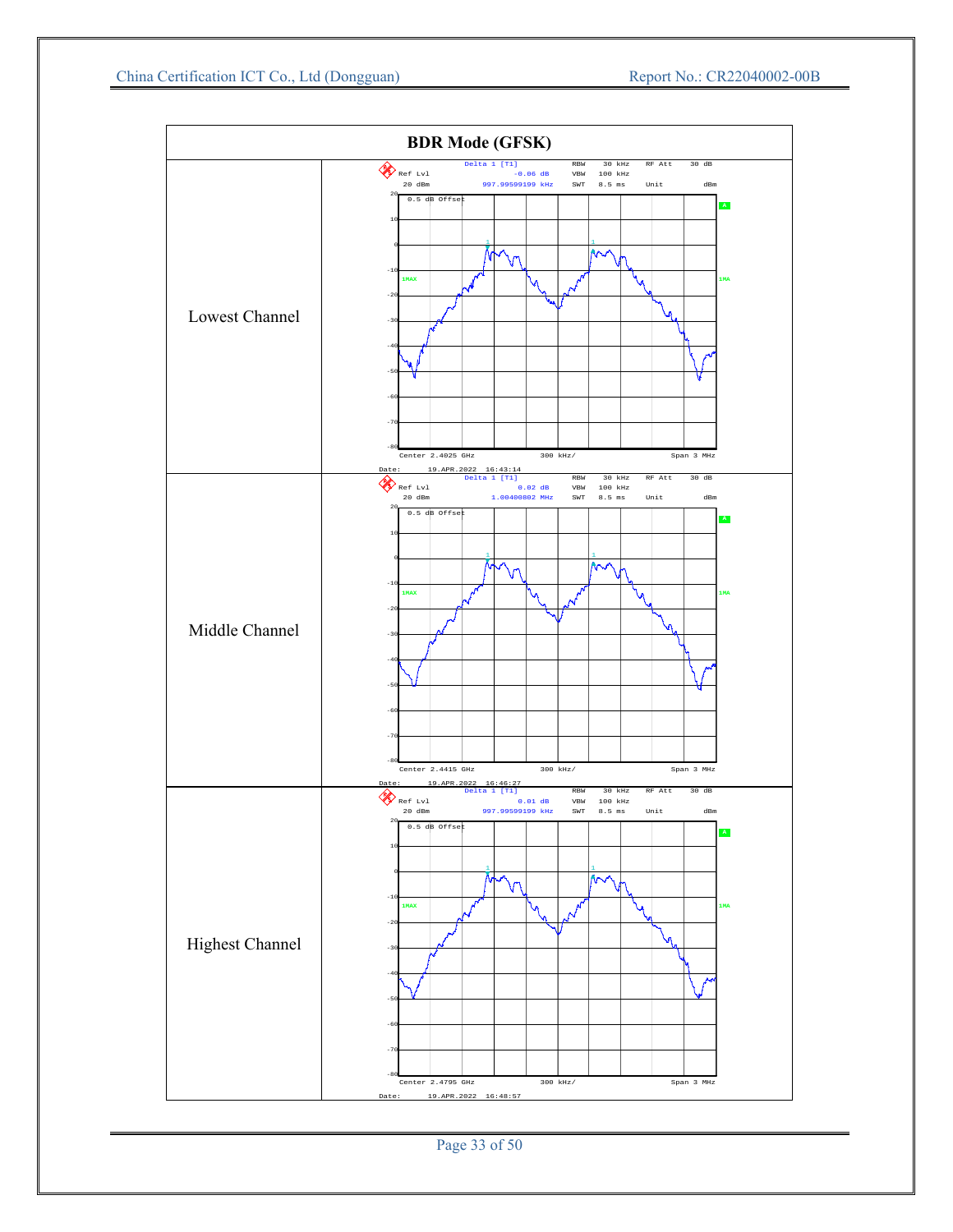| BDR Mode (GFSK) | |
|---|---|
| Lowest Channel | Delta 1 [T1] -0.06 dB 997.99599199 kHz; RBW 30 kHz, VBW 100 kHz, SWT 8.5 ms, RF Att 30 dB, Unit dBm; Ref Lvl 20 dBm; 0.5 dB Offset; Center 2.4025 GHz, 300 kHz/, Span 3 MHz; Date: 19.APR.2022 16:43:14 |
| Middle Channel | Delta 1 [T1] 0.02 dB 1.00400802 MHz; RBW 30 kHz, VBW 100 kHz, SWT 8.5 ms, RF Att 30 dB, Unit dBm; Ref Lvl 20 dBm; 0.5 dB Offset; Center 2.4415 GHz, 300 kHz/, Span 3 MHz; Date: 19.APR.2022 16:46:27 |
| Highest Channel | Delta 1 [T1] 0.01 dB 997.99599199 kHz; RBW 30 kHz, VBW 100 kHz, SWT 8.5 ms, RF Att 30 dB, Unit dBm; Ref Lvl 20 dBm; 0.5 dB Offset; Center 2.4795 GHz, 300 kHz/, Span 3 MHz; Date: 19.APR.2022 16:48:57 |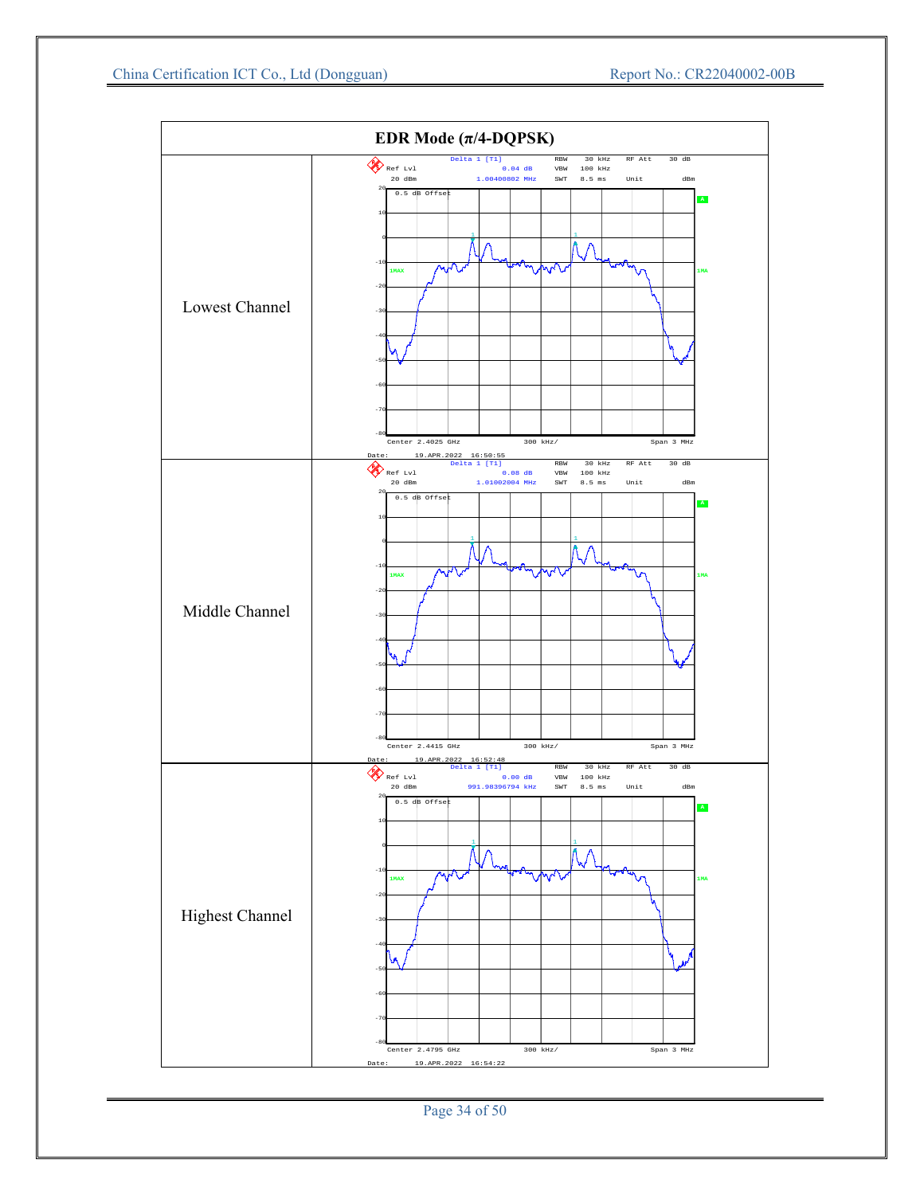| EDR Mode (π/4-DQPSK) | |
|---|---|
| Lowest Channel | Delta 1 [T1] 0.04 dB 1.00400802 MHz; RBW 30 kHz, VBW 100 kHz, SWT 8.5 ms, RF Att 30 dB, Unit dBm; Ref Lvl 20 dBm; 0.5 dB Offset; Center 2.4025 GHz, 300 kHz/, Span 3 MHz; Date: 19.APR.2022 16:50:55 |
| Middle Channel | Delta 1 [T1] 0.08 dB 1.01002004 MHz; RBW 30 kHz, VBW 100 kHz, SWT 8.5 ms, RF Att 30 dB, Unit dBm; Ref Lvl 20 dBm; 0.5 dB Offset; Center 2.4415 GHz, 300 kHz/, Span 3 MHz; Date: 19.APR.2022 16:52:48 |
| Highest Channel | Delta 1 [T1] 0.00 dB 991.98396794 kHz; RBW 30 kHz, VBW 100 kHz, SWT 8.5 ms, RF Att 30 dB, Unit dBm; Ref Lvl 20 dBm; 0.5 dB Offset; Center 2.4795 GHz, 300 kHz/, Span 3 MHz; Date: 19.APR.2022 16:54:22 |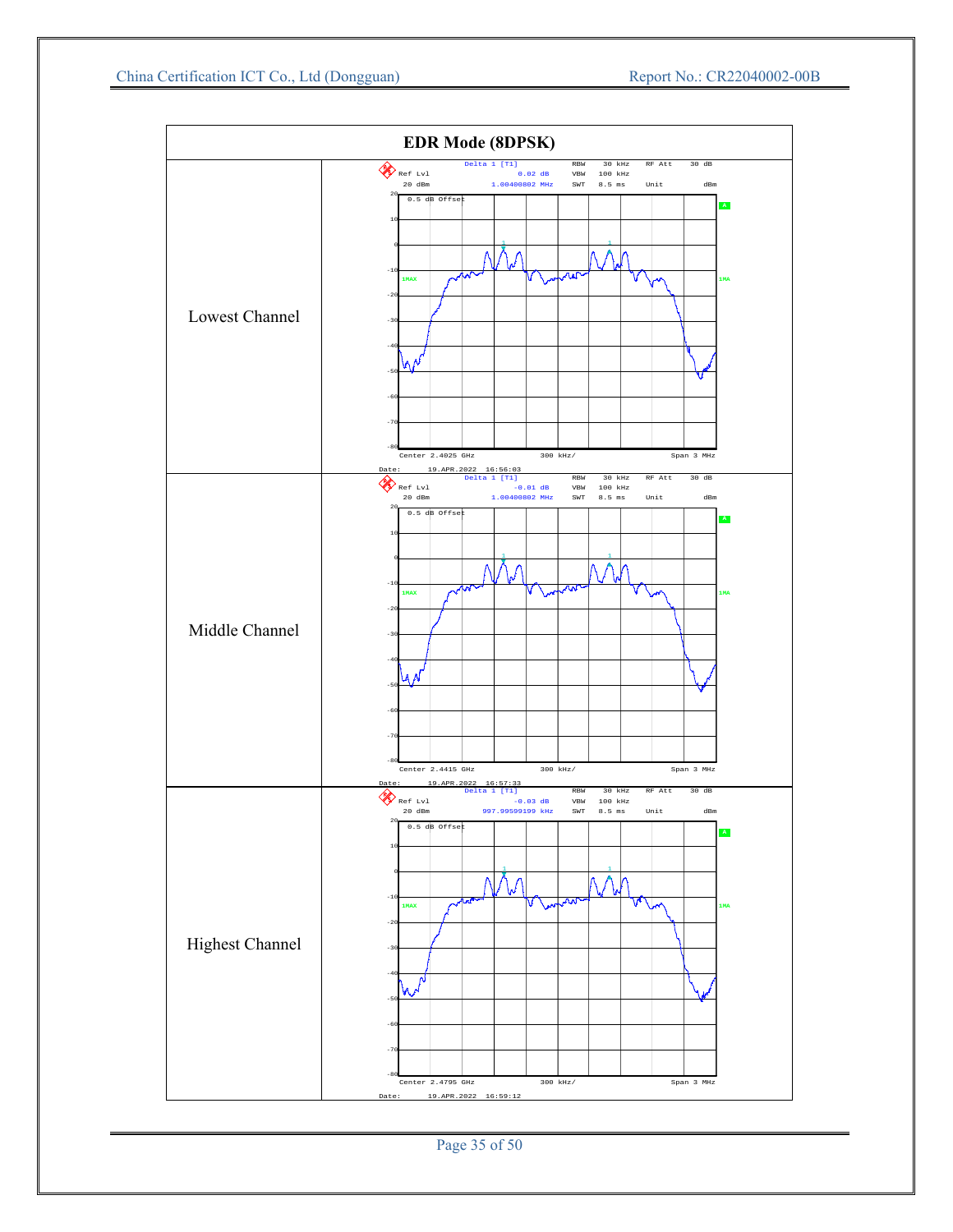| EDR Mode (8DPSK) | |
|---|---|
| Lowest Channel | Delta 1 [T1] 0.02 dB 1.00400802 MHz; RBW 30 kHz; VBW 100 kHz; SWT 8.5 ms; RF Att 30 dB; Unit dBm; Ref Lvl 20 dBm; 0.5 dB Offset; Center 2.4025 GHz; 300 kHz/; Span 3 MHz; Date: 19.APR.2022 16:56:03 |
| Middle Channel | Delta 1 [T1] -0.01 dB 1.00400802 MHz; RBW 30 kHz; VBW 100 kHz; SWT 8.5 ms; RF Att 30 dB; Unit dBm; Ref Lvl 20 dBm; 0.5 dB Offset; Center 2.4415 GHz; 300 kHz/; Span 3 MHz; Date: 19.APR.2022 16:57:33 |
| Highest Channel | Delta 1 [T1] -0.03 dB 997.99599199 kHz; RBW 30 kHz; VBW 100 kHz; SWT 8.5 ms; RF Att 30 dB; Unit dBm; Ref Lvl 20 dBm; 0.5 dB Offset; Center 2.4795 GHz; 300 kHz/; Span 3 MHz; Date: 19.APR.2022 16:59:12 |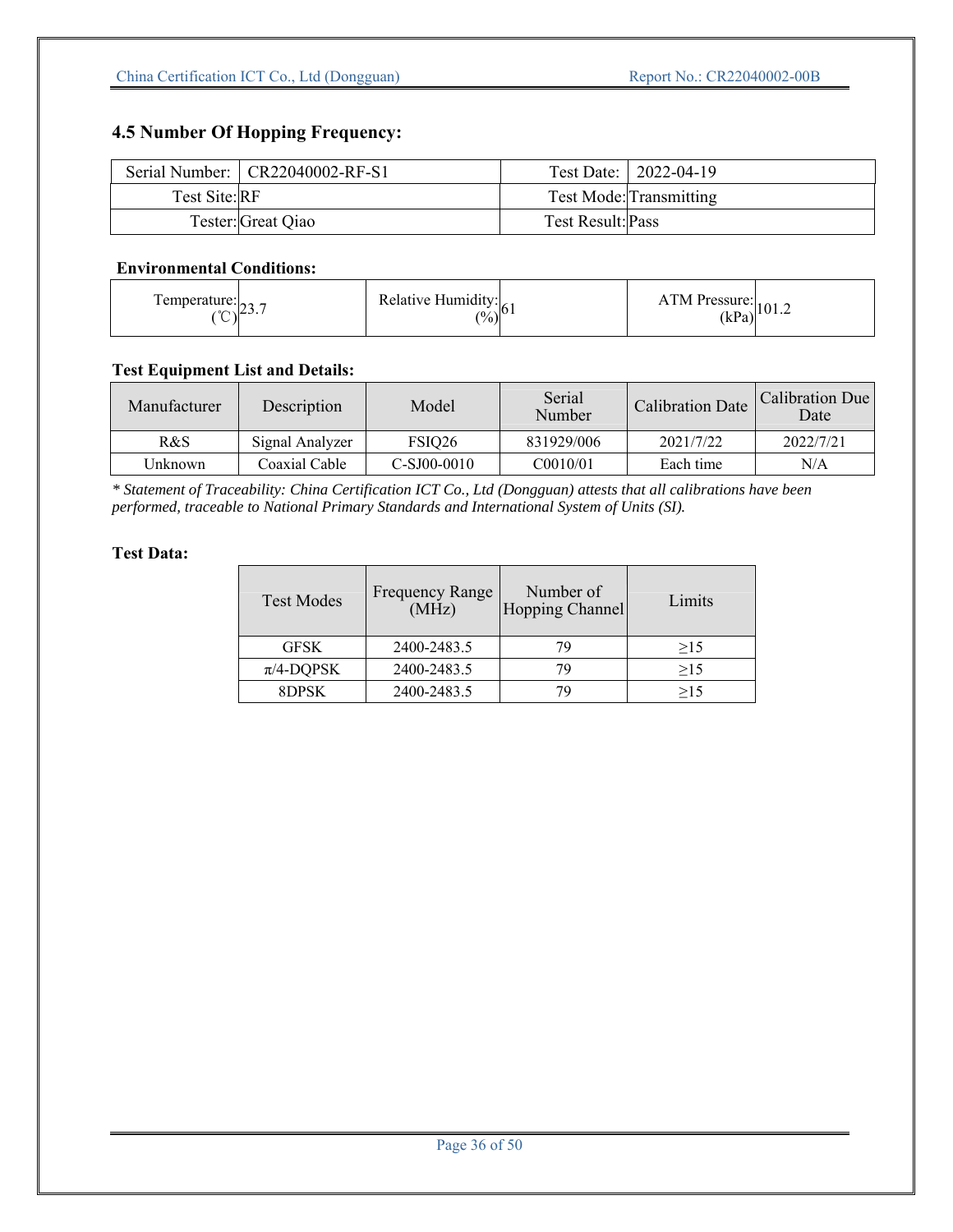## 4.5 Number Of Hopping Frequency:

| Serial Number: | CR22040002-RF-S1 | Test Date: | 2022-04-19 |
|---|---|---|---|
| Test Site: | RF | Test Mode: | Transmitting |
| Tester: | Great Qiao | Test Result: | Pass |

**Environmental Conditions:**

| Temperature: (℃) | 23.7 | Relative Humidity: (%) | 61 | ATM Pressure: (kPa) | 101.2 |
|---|---|---|---|---|---|

**Test Equipment List and Details:**

| Manufacturer | Description | Model | Serial Number | Calibration Date | Calibration Due Date |
|---|---|---|---|---|---|
| R&S | Signal Analyzer | FSIQ26 | 831929/006 | 2021/7/22 | 2022/7/21 |
| Unknown | Coaxial Cable | C-SJ00-0010 | C0010/01 | Each time | N/A |

*\* Statement of Traceability: China Certification ICT Co., Ltd (Dongguan) attests that all calibrations have been performed, traceable to National Primary Standards and International System of Units (SI).*

**Test Data:**

| Test Modes | Frequency Range (MHz) | Number of Hopping Channel | Limits |
|---|---|---|---|
| GFSK | 2400-2483.5 | 79 | ≥15 |
| π/4-DQPSK | 2400-2483.5 | 79 | ≥15 |
| 8DPSK | 2400-2483.5 | 79 | ≥15 |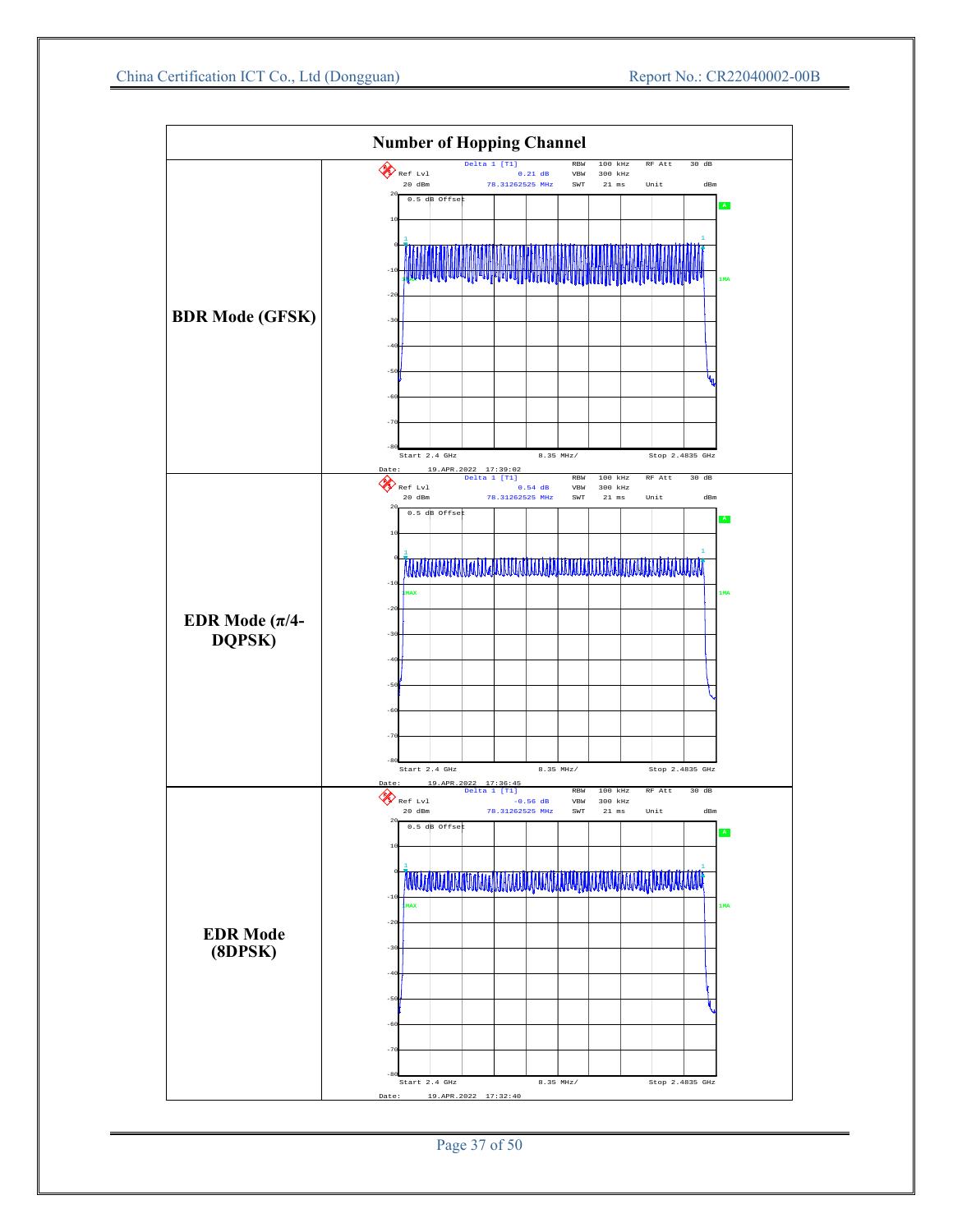| Number of Hopping Channel | |
| --- | --- |
| BDR Mode (GFSK) | Delta 1 [T1] 0.21 dB 78.31262525 MHz; RBW 100 kHz; VBW 300 kHz; SWT 21 ms; RF Att 30 dB; Unit dBm; Ref Lvl 20 dBm; 0.5 dB Offset; Start 2.4 GHz; 8.35 MHz/; Stop 2.4835 GHz; Date: 19.APR.2022 17:39:02 |
| EDR Mode (π/4-DQPSK) | Delta 1 [T1] 0.54 dB 78.31262525 MHz; RBW 100 kHz; VBW 300 kHz; SWT 21 ms; RF Att 30 dB; Unit dBm; Ref Lvl 20 dBm; 0.5 dB Offset; Start 2.4 GHz; 8.35 MHz/; Stop 2.4835 GHz; Date: 19.APR.2022 17:36:45 |
| EDR Mode (8DPSK) | Delta 1 [T1] -0.56 dB 78.31262525 MHz; RBW 100 kHz; VBW 300 kHz; SWT 21 ms; RF Att 30 dB; Unit dBm; Ref Lvl 20 dBm; 0.5 dB Offset; Start 2.4 GHz; 8.35 MHz/; Stop 2.4835 GHz; Date: 19.APR.2022 17:32:40 |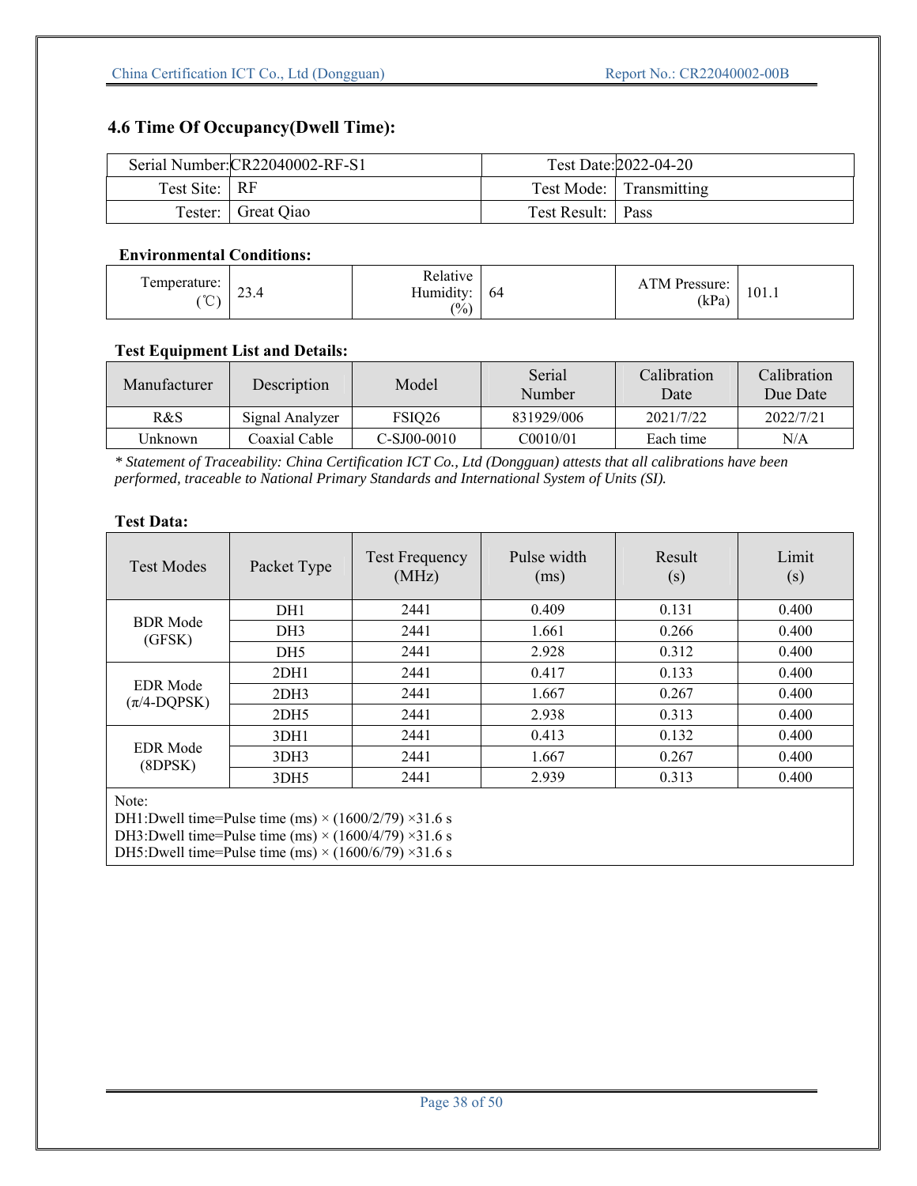## 4.6 Time Of Occupancy(Dwell Time):

| Serial Number: | CR22040002-RF-S1 | Test Date: | 2022-04-20 |
|---|---|---|---|
| Test Site: | RF | Test Mode: | Transmitting |
| Tester: | Great Qiao | Test Result: | Pass |

**Environmental Conditions:**

| Temperature: (℃) | 23.4 | Relative Humidity: (%) | 64 | ATM Pressure: (kPa) | 101.1 |
|---|---|---|---|---|---|

**Test Equipment List and Details:**

| Manufacturer | Description | Model | Serial Number | Calibration Date | Calibration Due Date |
|---|---|---|---|---|---|
| R&S | Signal Analyzer | FSIQ26 | 831929/006 | 2021/7/22 | 2022/7/21 |
| Unknown | Coaxial Cable | C-SJ00-0010 | C0010/01 | Each time | N/A |

*\* Statement of Traceability: China Certification ICT Co., Ltd (Dongguan) attests that all calibrations have been performed, traceable to National Primary Standards and International System of Units (SI).*

**Test Data:**

| Test Modes | Packet Type | Test Frequency (MHz) | Pulse width (ms) | Result (s) | Limit (s) |
|---|---|---|---|---|---|
| BDR Mode (GFSK) | DH1 | 2441 | 0.409 | 0.131 | 0.400 |
| | DH3 | 2441 | 1.661 | 0.266 | 0.400 |
| | DH5 | 2441 | 2.928 | 0.312 | 0.400 |
| EDR Mode (π/4-DQPSK) | 2DH1 | 2441 | 0.417 | 0.133 | 0.400 |
| | 2DH3 | 2441 | 1.667 | 0.267 | 0.400 |
| | 2DH5 | 2441 | 2.938 | 0.313 | 0.400 |
| EDR Mode (8DPSK) | 3DH1 | 2441 | 0.413 | 0.132 | 0.400 |
| | 3DH3 | 2441 | 1.667 | 0.267 | 0.400 |
| | 3DH5 | 2441 | 2.939 | 0.313 | 0.400 |

Note:
DH1:Dwell time=Pulse time (ms) × (1600/2/79) ×31.6 s
DH3:Dwell time=Pulse time (ms) × (1600/4/79) ×31.6 s
DH5:Dwell time=Pulse time (ms) × (1600/6/79) ×31.6 s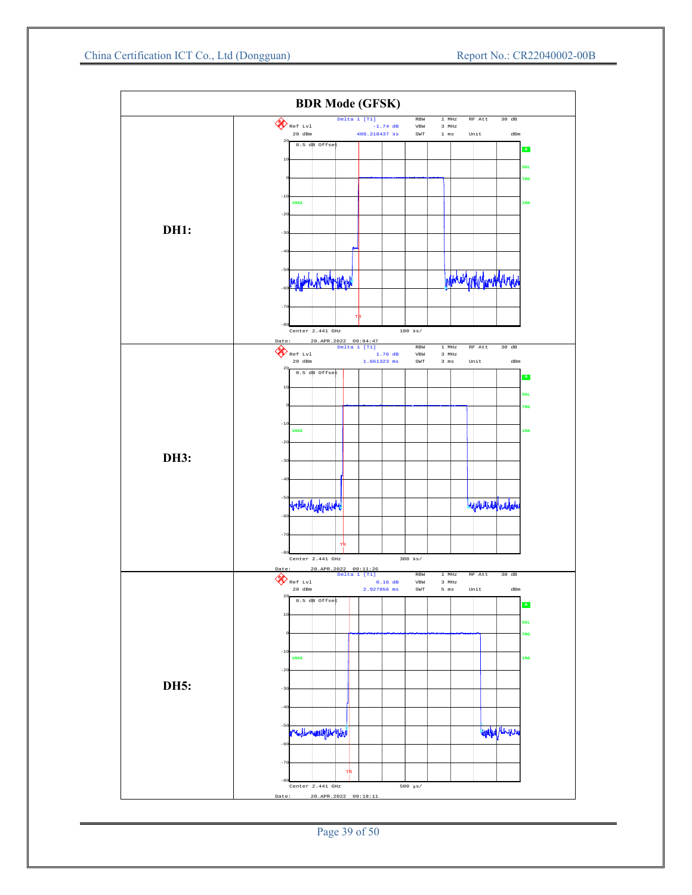| BDR Mode (GFSK) | |
|---|---|
| DH1: | Delta 1 [T1] -1.74 dB 409.218437 µs; Ref Lvl 20 dBm; RBW 1 MHz; VBW 3 MHz; SWT 1 ms; RF Att 30 dB; Unit dBm; 0.5 dB Offset; Center 2.441 GHz; 100 µs/; Date: 20.APR.2022 09:04:47 |
| DH3: | Delta 1 [T1] 1.76 dB 1.661323 ms; Ref Lvl 20 dBm; RBW 1 MHz; VBW 3 MHz; SWT 3 ms; RF Att 30 dB; Unit dBm; 0.5 dB Offset; Center 2.441 GHz; 300 µs/; Date: 20.APR.2022 09:11:26 |
| DH5: | Delta 1 [T1] 0.16 dB 2.927856 ms; Ref Lvl 20 dBm; RBW 1 MHz; VBW 3 MHz; SWT 5 ms; RF Att 30 dB; Unit dBm; 0.5 dB Offset; Center 2.441 GHz; 500 µs/; Date: 20.APR.2022 09:18:11 |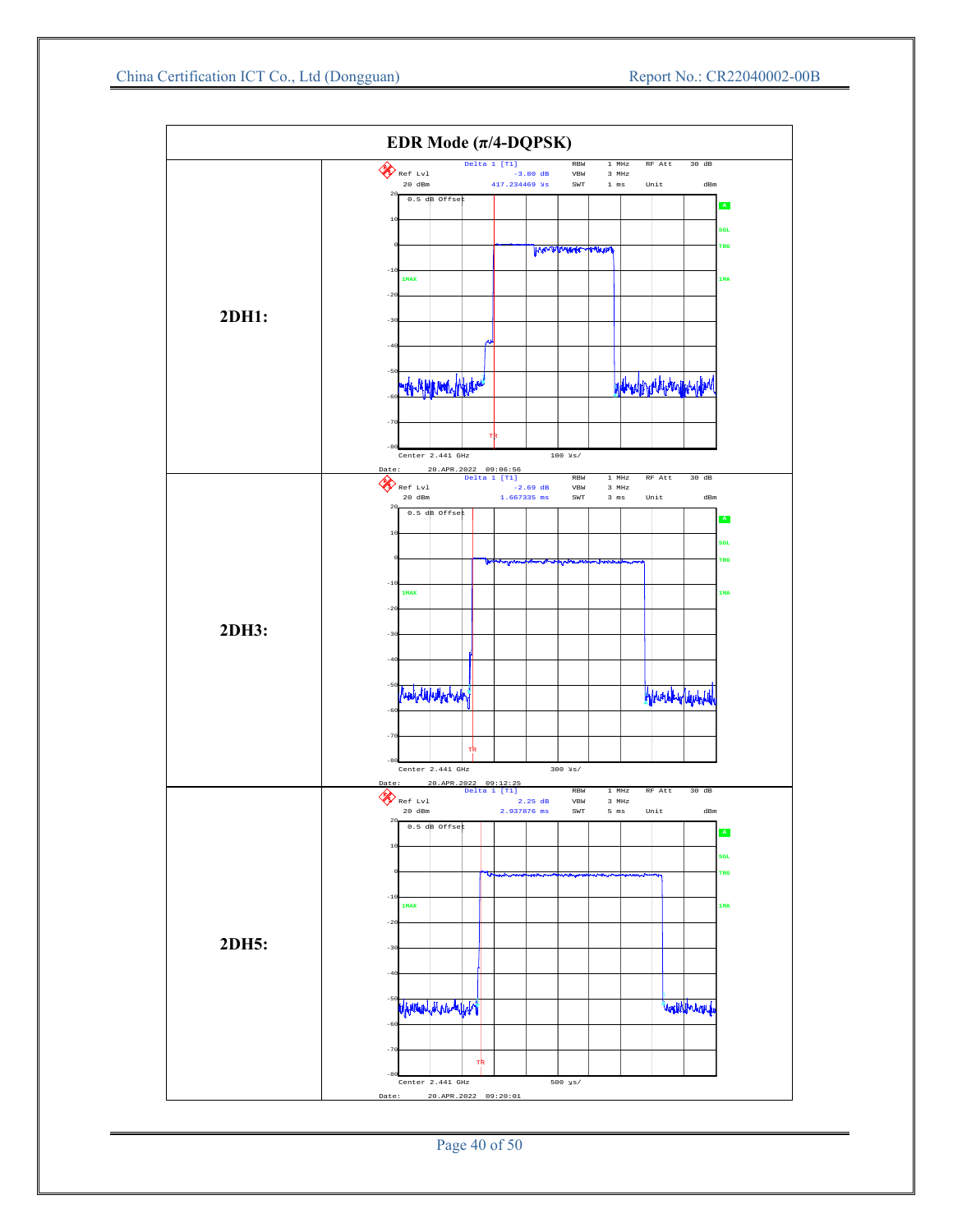| EDR Mode (π/4-DQPSK) | |
|---|---|
| **2DH1:** | Delta 1 [T1] -3.80 dB 417.234469 µs; Ref Lvl 20 dBm; RBW 1 MHz; VBW 3 MHz; SWT 1 ms; RF Att 30 dB; Unit dBm; 0.5 dB Offset; Center 2.441 GHz; 100 µs/; Date: 20.APR.2022 09:06:56 |
| **2DH3:** | Delta 1 [T1] -2.69 dB 1.667335 ms; Ref Lvl 20 dBm; RBW 1 MHz; VBW 3 MHz; SWT 3 ms; RF Att 30 dB; Unit dBm; 0.5 dB Offset; Center 2.441 GHz; 300 µs/; Date: 20.APR.2022 09:12:25 |
| **2DH5:** | Delta 1 [T1] 2.25 dB 2.937876 ms; Ref Lvl 20 dBm; RBW 1 MHz; VBW 3 MHz; SWT 5 ms; RF Att 30 dB; Unit dBm; 0.5 dB Offset; Center 2.441 GHz; 500 µs/; Date: 20.APR.2022 09:20:01 |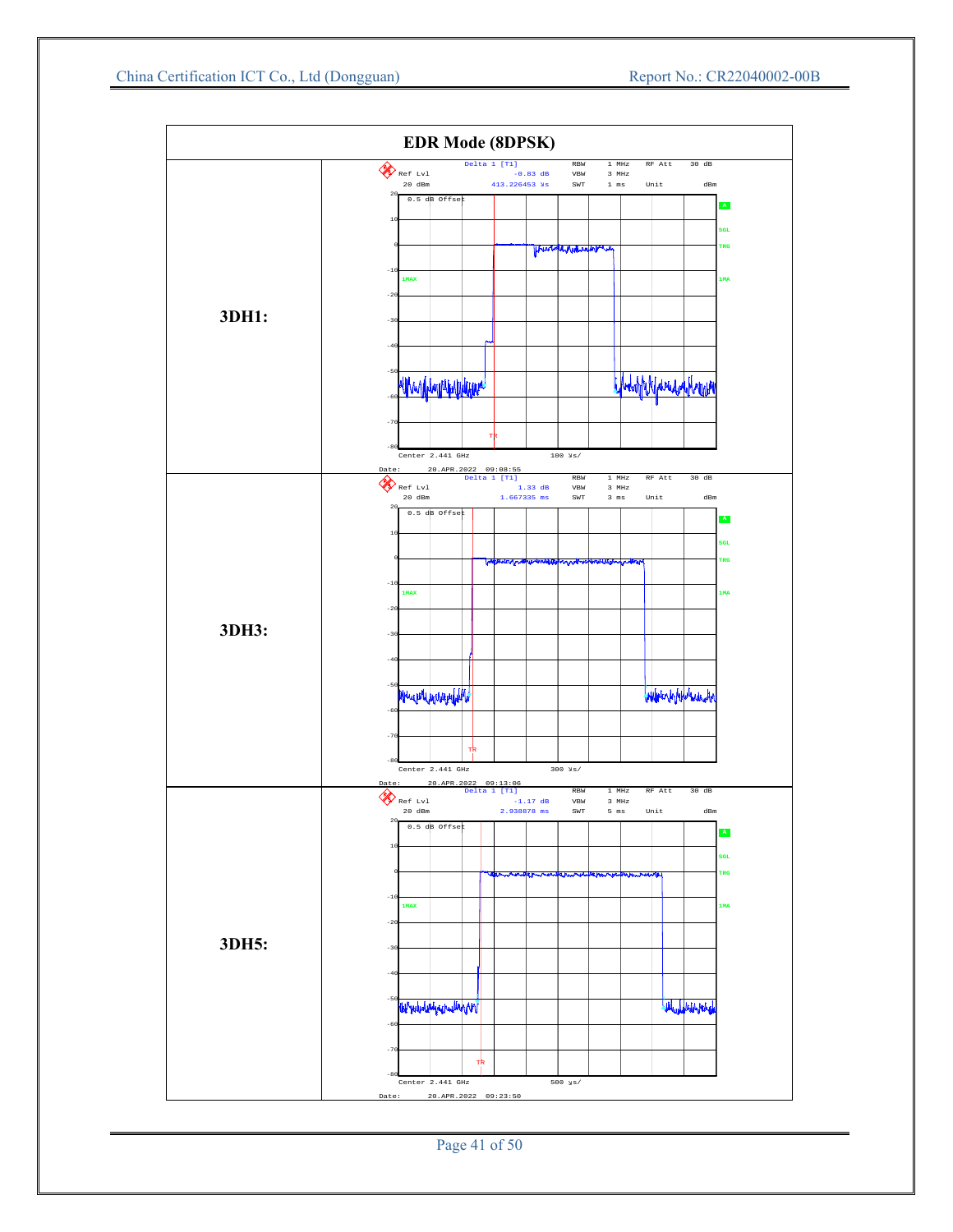| EDR Mode (8DPSK) | |
|---|---|
| **3DH1:** | Delta 1 [T1] -0.83 dB 413.226453 µs; Ref Lvl 20 dBm; RBW 1 MHz; VBW 3 MHz; SWT 1 ms; RF Att 30 dB; Unit dBm; 0.5 dB Offset; Center 2.441 GHz; 100 µs/; Date: 20.APR.2022 09:08:55 |
| **3DH3:** | Delta 1 [T1] 1.33 dB 1.667335 ms; Ref Lvl 20 dBm; RBW 1 MHz; VBW 3 MHz; SWT 3 ms; RF Att 30 dB; Unit dBm; 0.5 dB Offset; Center 2.441 GHz; 300 µs/; Date: 20.APR.2022 09:13:06 |
| **3DH5:** | Delta 1 [T1] -1.17 dB 2.938878 ms; Ref Lvl 20 dBm; RBW 1 MHz; VBW 3 MHz; SWT 5 ms; RF Att 30 dB; Unit dBm; 0.5 dB Offset; Center 2.441 GHz; 500 µs/; Date: 20.APR.2022 09:23:50 |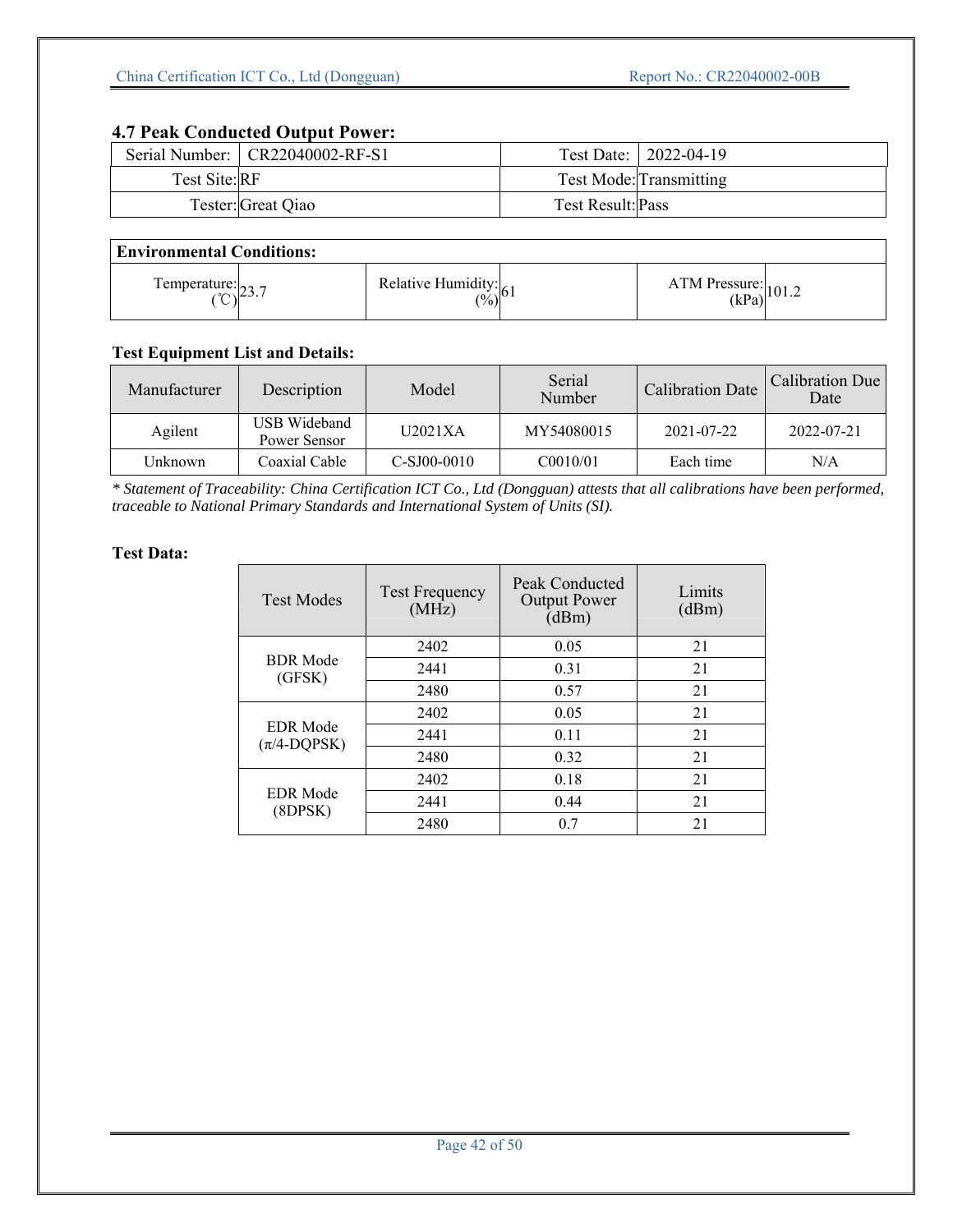## 4.7 Peak Conducted Output Power:

| Serial Number: | CR22040002-RF-S1 | Test Date: | 2022-04-19 |
|---|---|---|---|
| Test Site: | RF | Test Mode: | Transmitting |
| Tester: | Great Qiao | Test Result: | Pass |

| **Environmental Conditions:** | | | | | |
|---|---|---|---|---|---|
| Temperature: (℃) | 23.7 | Relative Humidity: (%) | 61 | ATM Pressure: (kPa) | 101.2 |

**Test Equipment List and Details:**

| Manufacturer | Description | Model | Serial Number | Calibration Date | Calibration Due Date |
|---|---|---|---|---|---|
| Agilent | USB Wideband Power Sensor | U2021XA | MY54080015 | 2021-07-22 | 2022-07-21 |
| Unknown | Coaxial Cable | C-SJ00-0010 | C0010/01 | Each time | N/A |

*\* Statement of Traceability: China Certification ICT Co., Ltd (Dongguan) attests that all calibrations have been performed, traceable to National Primary Standards and International System of Units (SI).*

**Test Data:**

| Test Modes | Test Frequency (MHz) | Peak Conducted Output Power (dBm) | Limits (dBm) |
|---|---|---|---|
| BDR Mode (GFSK) | 2402 | 0.05 | 21 |
| | 2441 | 0.31 | 21 |
| | 2480 | 0.57 | 21 |
| EDR Mode (π/4-DQPSK) | 2402 | 0.05 | 21 |
| | 2441 | 0.11 | 21 |
| | 2480 | 0.32 | 21 |
| EDR Mode (8DPSK) | 2402 | 0.18 | 21 |
| | 2441 | 0.44 | 21 |
| | 2480 | 0.7 | 21 |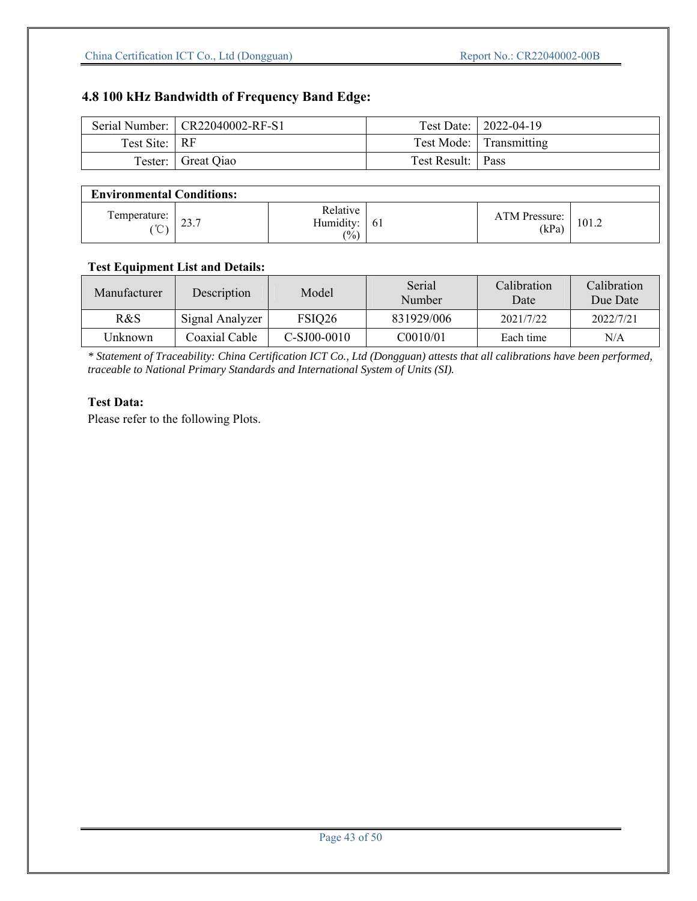## 4.8 100 kHz Bandwidth of Frequency Band Edge:

| Serial Number: | CR22040002-RF-S1 | Test Date: | 2022-04-19 |
|---|---|---|---|
| Test Site: | RF | Test Mode: | Transmitting |
| Tester: | Great Qiao | Test Result: | Pass |

| **Environmental Conditions:** | | | | | |
|---|---|---|---|---|---|
| Temperature: (℃) | 23.7 | Relative Humidity: (%) | 61 | ATM Pressure: (kPa) | 101.2 |

**Test Equipment List and Details:**

| Manufacturer | Description | Model | Serial Number | Calibration Date | Calibration Due Date |
|---|---|---|---|---|---|
| R&S | Signal Analyzer | FSIQ26 | 831929/006 | 2021/7/22 | 2022/7/21 |
| Unknown | Coaxial Cable | C-SJ00-0010 | C0010/01 | Each time | N/A |

*\* Statement of Traceability: China Certification ICT Co., Ltd (Dongguan) attests that all calibrations have been performed, traceable to National Primary Standards and International System of Units (SI).*

**Test Data:**

Please refer to the following Plots.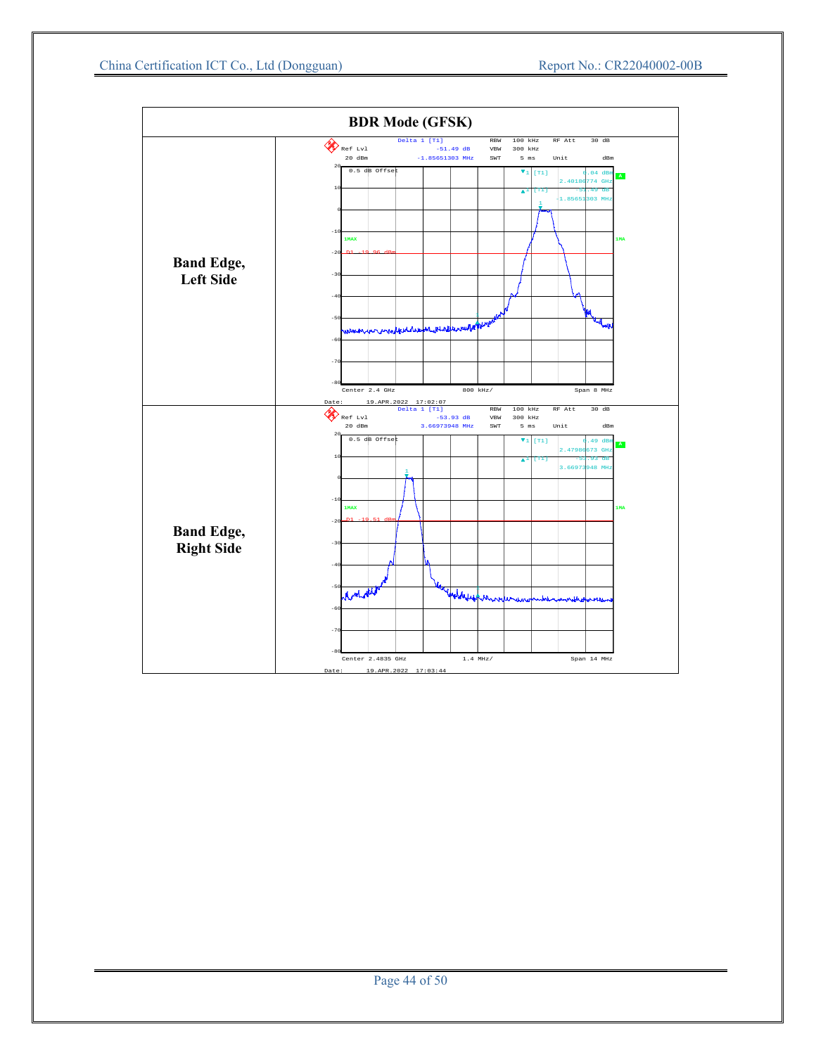| BDR Mode (GFSK) | |
|---|---|
| **Band Edge, Left Side** | Delta 1 [T1] -51.49 dB -1.85651303 MHz; RBW 100 kHz; RF Att 30 dB; VBW 300 kHz; SWT 5 ms; Unit dBm; Ref Lvl 20 dBm; 0.5 dB Offset; ▼1 [T1] 6.04 dBm 2.40186774 GHz; ▲1 [T1] -51.49 dB -1.85651303 MHz; D1 -19.96 dBm; Center 2.4 GHz; 800 kHz/; Span 8 MHz; Date: 19.APR.2022 17:02:07 |
| **Band Edge, Right Side** | Delta 1 [T1] -53.93 dB 3.66973948 MHz; RBW 100 kHz; RF Att 30 dB; VBW 300 kHz; SWT 5 ms; Unit dBm; Ref Lvl 20 dBm; 0.5 dB Offset; ▼1 [T1] 6.49 dBm 2.47986673 GHz; ▲1 [T1] -53.93 dB 3.66973948 MHz; D1 -19.51 dBm; Center 2.4835 GHz; 1.4 MHz/; Span 14 MHz; Date: 19.APR.2022 17:03:44 |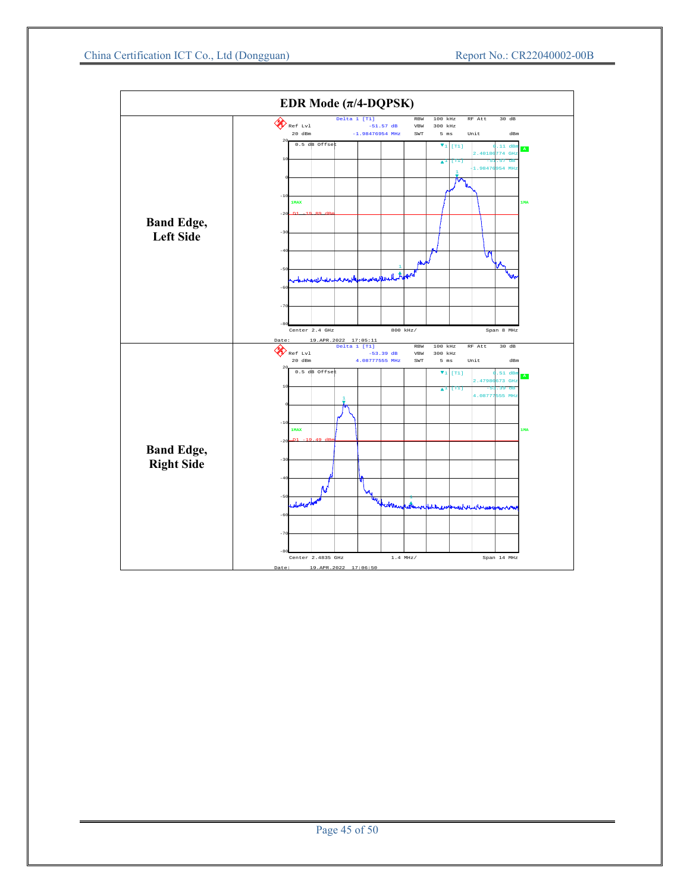| EDR Mode (π/4-DQPSK) | |
|---|---|
| **Band Edge, Left Side** | Delta 1 [T1] -51.57 dB -1.98476954 MHz; RBW 100 kHz; VBW 300 kHz; SWT 5 ms; RF Att 30 dB; Ref Lvl 20 dBm; Unit dBm; 0.5 dB Offset; ▼1 [T1] 0.11 dBm 2.40186774 GHz; ▲1 [T1] -51.57 dB -1.98476954 MHz; D1 -19.89 dBm; Center 2.4 GHz; 800 kHz/; Span 8 MHz; Date: 19.APR.2022 17:05:11 |
| **Band Edge, Right Side** | Delta 1 [T1] -53.39 dB 4.08777555 MHz; RBW 100 kHz; VBW 300 kHz; SWT 5 ms; RF Att 30 dB; Ref Lvl 20 dBm; Unit dBm; 0.5 dB Offset; ▼1 [T1] 0.51 dBm 2.47986673 GHz; ▲1 [T1] -53.39 dB 4.08777555 MHz; D1 -19.49 dBm; Center 2.4835 GHz; 1.4 MHz/; Span 14 MHz; Date: 19.APR.2022 17:06:50 |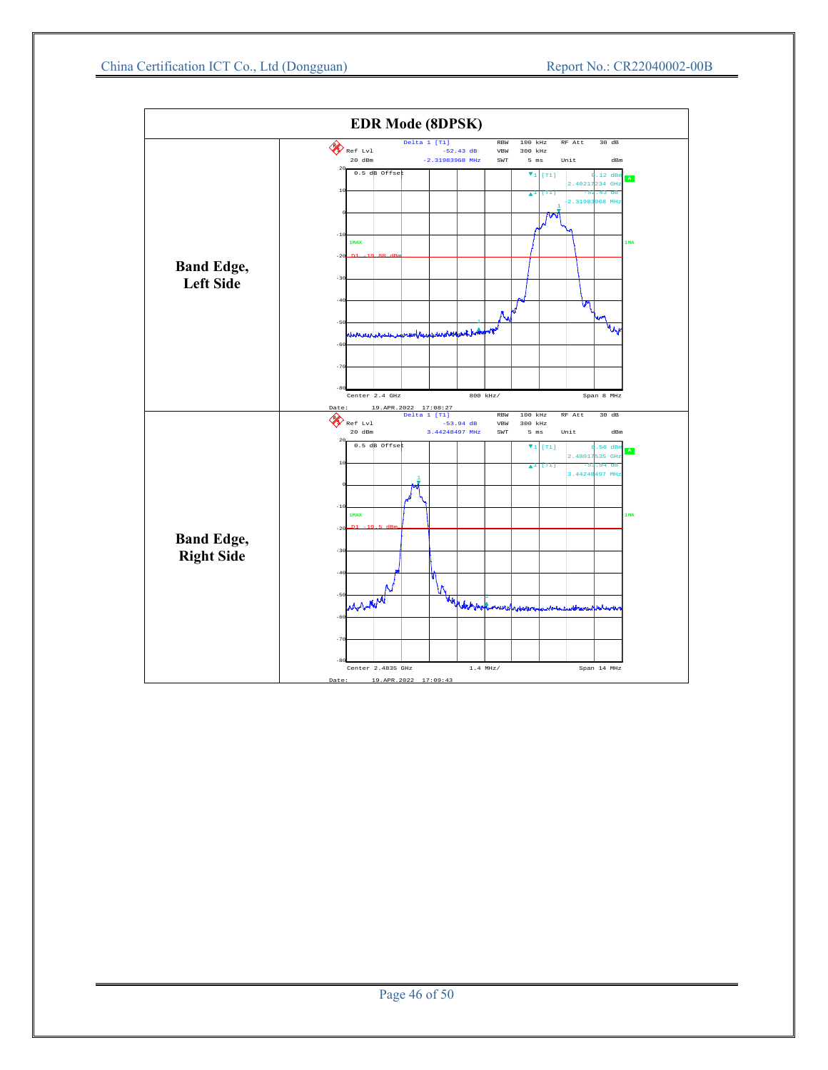| EDR Mode (8DPSK) | |
|---|---|
| **Band Edge, Left Side** | Delta 1 [T1] -52.43 dB -2.31983968 MHz; RBW 100 kHz; VBW 300 kHz; SWT 5 ms; RF Att 30 dB; Ref Lvl 20 dBm; Unit dBm; 0.5 dB Offset; ▼1 [T1] 6.12 dBm 2.40217234 GHz; ▲1 [T1] -52.43 dB -2.31983968 MHz; D1 -19.88 dBm; Center 2.4 GHz; 800 kHz/; Span 8 MHz; Date: 19.APR.2022 17:08:27 |
| **Band Edge, Right Side** | Delta 1 [T1] -53.94 dB 3.44248497 MHz; RBW 100 kHz; VBW 300 kHz; SWT 5 ms; RF Att 30 dB; Ref Lvl 20 dBm; Unit dBm; 0.5 dB Offset; ▼1 [T1] 6.50 dBm 2.48017535 GHz; ▲1 [T1] -53.94 dB 3.44248497 MHz; D1 -19.5 dBm; Center 2.4835 GHz; 1.4 MHz/; Span 14 MHz; Date: 19.APR.2022 17:09:43 |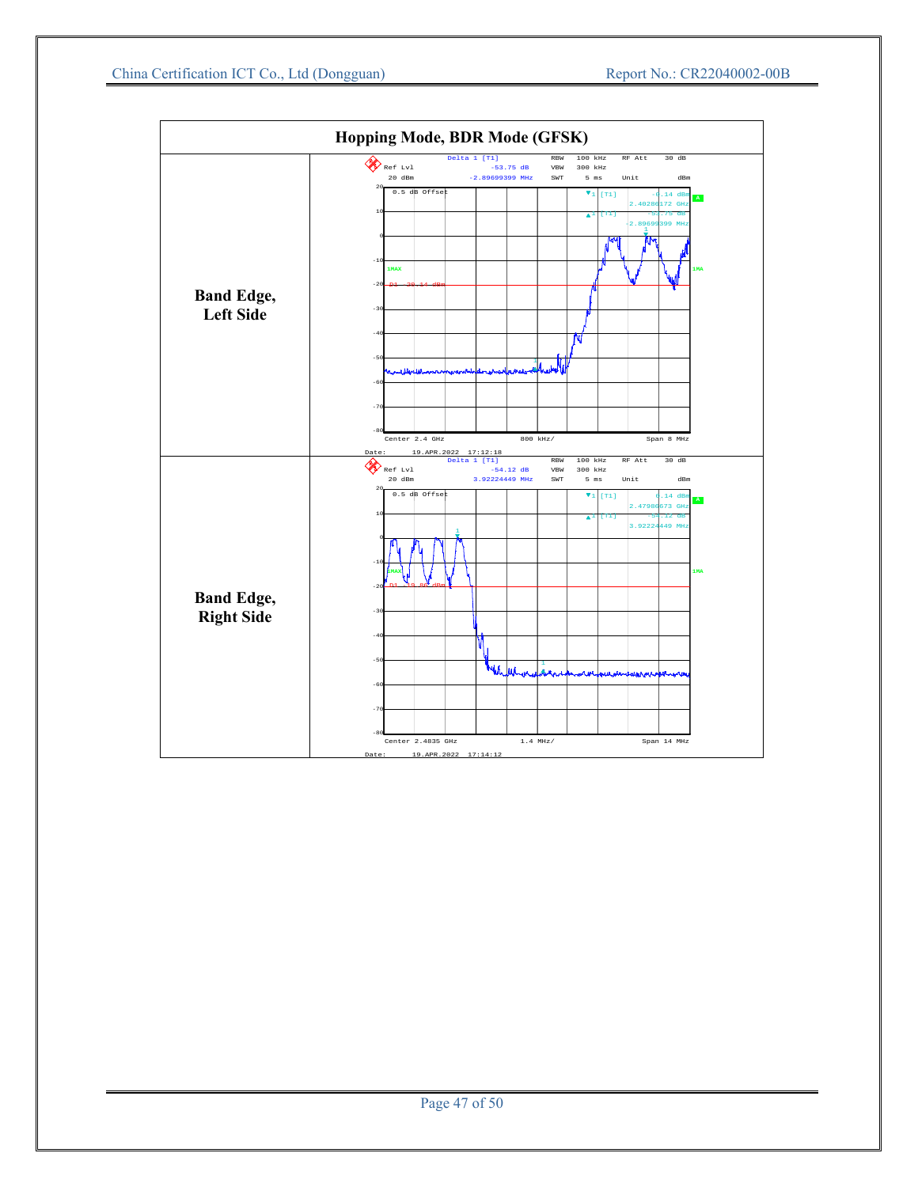| Hopping Mode, BDR Mode (GFSK) | |
|---|---|
| **Band Edge, Left Side** | Delta 1 [T1] -53.75 dB -2.89699399 MHz; RBW 100 kHz, VBW 300 kHz, SWT 5 ms, RF Att 30 dB; Ref Lvl 20 dBm; Unit dBm; 0.5 dB Offset; ▼1 [T1] -6.14 dBm 2.40280172 GHz; ▲1 [T1] -53.75 dB -2.89699399 MHz; D1 -20.14 dBm; Center 2.4 GHz; 800 kHz/; Span 8 MHz; Date: 19.APR.2022 17:12:18 |
| **Band Edge, Right Side** | Delta 1 [T1] -54.12 dB 3.92224449 MHz; RBW 100 kHz, VBW 300 kHz, SWT 5 ms, RF Att 30 dB; Ref Lvl 20 dBm; Unit dBm; 0.5 dB Offset; ▼1 [T1] 0.14 dBm 2.47986673 GHz; ▲1 [T1] -54.12 dB 3.92224449 MHz; D1 -19.86 dBm; Center 2.4835 GHz; 1.4 MHz/; Span 14 MHz; Date: 19.APR.2022 17:14:12 |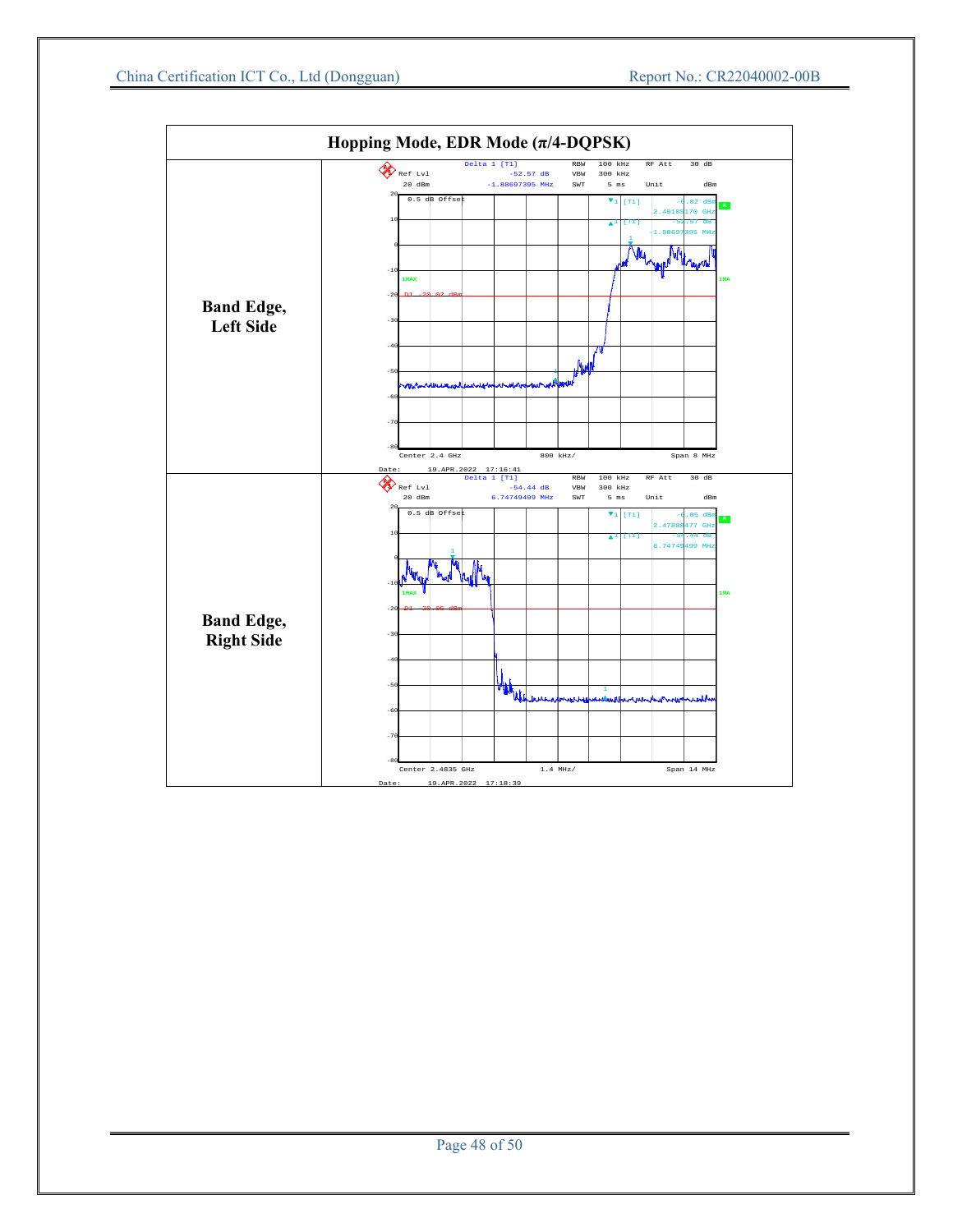| Hopping Mode, EDR Mode (π/4-DQPSK) | |
|---|---|
| **Band Edge, Left Side** | Delta 1 [T1] -52.57 dB -1.88697395 MHz; RBW 100 kHz; VBW 300 kHz; SWT 5 ms; RF Att 30 dB; Ref Lvl 20 dBm; Unit dBm; 0.5 dB Offset; ▼1 [T1] -6.02 dBm 2.40185170 GHz; ▲1 [T1] -52.57 dB -1.88697395 MHz; D1 -20.02 dBm; Center 2.4 GHz; 800 kHz/; Span 8 MHz; Date: 19.APR.2022 17:16:41 |
| **Band Edge, Right Side** | Delta 1 [T1] -54.44 dB 6.74749499 MHz; RBW 100 kHz; VBW 300 kHz; SWT 5 ms; RF Att 30 dB; Ref Lvl 20 dBm; Unit dBm; 0.5 dB Offset; ▼1 [T1] -6.05 dBm 2.47888477 GHz; ▲1 [T1] -54.44 dB 6.74749499 MHz; D1 -20.05 dBm; Center 2.4835 GHz; 1.4 MHz/; Span 14 MHz; Date: 19.APR.2022 17:18:39 |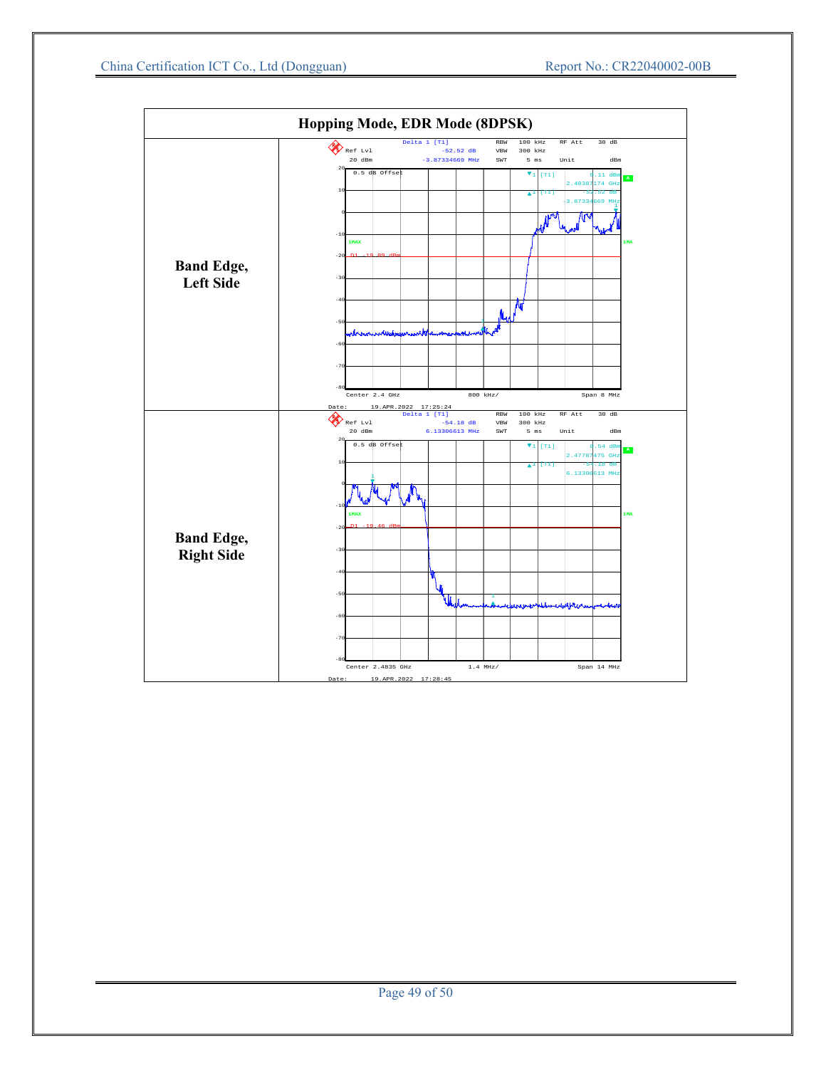| Hopping Mode, EDR Mode (8DPSK) | |
|---|---|
| **Band Edge, Left Side** | Delta 1 [T1] -52.52 dB -3.87334669 MHz; RBW 100 kHz; VBW 300 kHz; SWT 5 ms; RF Att 30 dB; Unit dBm; Ref Lvl 20 dBm; 0.5 dB Offset; ▼1 [T1] 6.11 dBm 2.40387174 GHz; ▲1 [T1] -52.52 dB -3.87334669 MHz; 1MAX; D1 -19.89 dBm; Center 2.4 GHz; 800 kHz/; Span 8 MHz; Date: 19.APR.2022 17:25:24 |
| **Band Edge, Right Side** | Delta 1 [T1] -54.18 dB 6.13306613 MHz; RBW 100 kHz; VBW 300 kHz; SWT 5 ms; RF Att 30 dB; Unit dBm; Ref Lvl 20 dBm; 0.5 dB Offset; ▼1 [T1] 0.54 dBm 2.47787475 GHz; ▲1 [T1] -54.18 dB 6.13306613 MHz; 1MAX; D1 -19.46 dBm; Center 2.4835 GHz; 1.4 MHz/; Span 14 MHz; Date: 19.APR.2022 17:28:45 |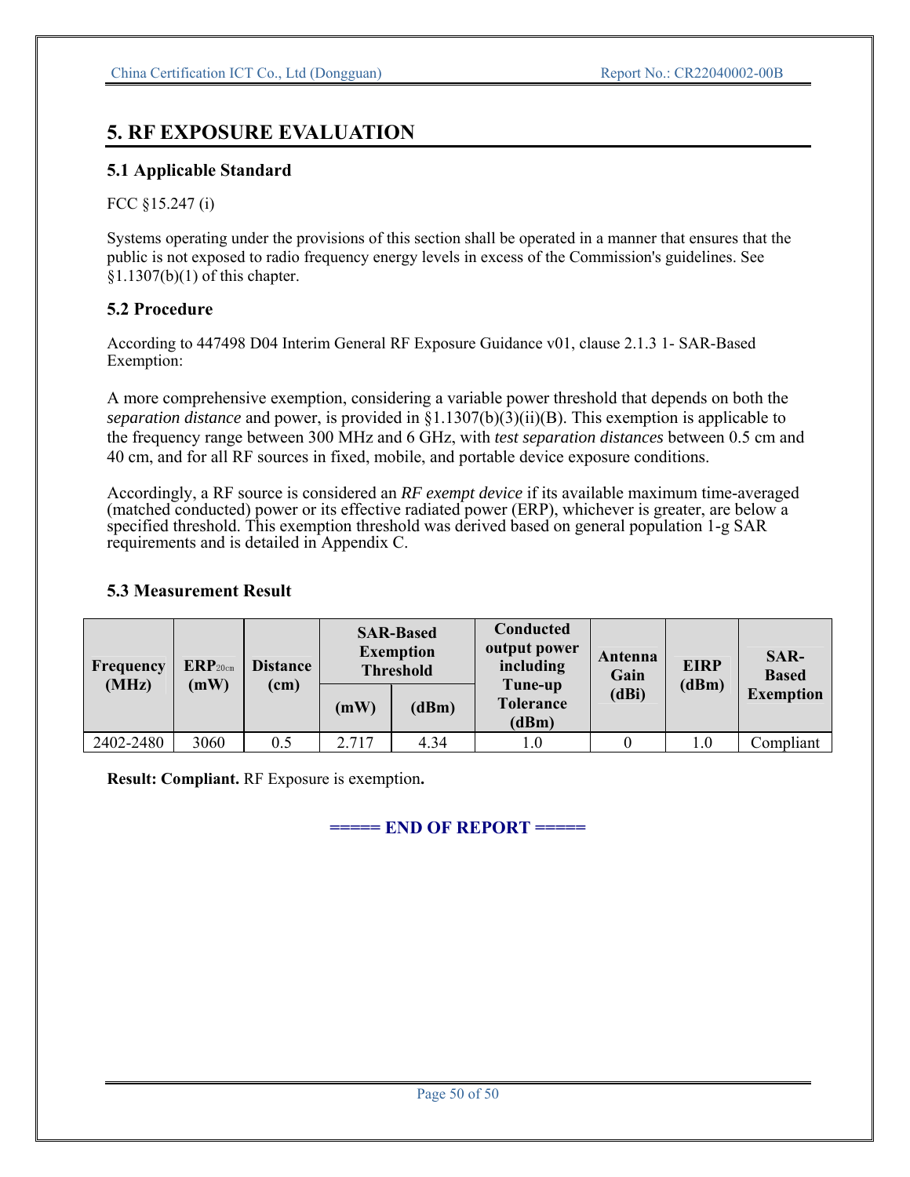# 5. RF EXPOSURE EVALUATION

## 5.1 Applicable Standard

FCC §15.247 (i)

Systems operating under the provisions of this section shall be operated in a manner that ensures that the public is not exposed to radio frequency energy levels in excess of the Commission's guidelines. See §1.1307(b)(1) of this chapter.

## 5.2 Procedure

According to 447498 D04 Interim General RF Exposure Guidance v01, clause 2.1.3 1- SAR-Based Exemption:

A more comprehensive exemption, considering a variable power threshold that depends on both the *separation distance* and power, is provided in §1.1307(b)(3)(ii)(B). This exemption is applicable to the frequency range between 300 MHz and 6 GHz, with *test separation distances* between 0.5 cm and 40 cm, and for all RF sources in fixed, mobile, and portable device exposure conditions.

Accordingly, a RF source is considered an *RF exempt device* if its available maximum time-averaged (matched conducted) power or its effective radiated power (ERP), whichever is greater, are below a specified threshold. This exemption threshold was derived based on general population 1-g SAR requirements and is detailed in Appendix C.

## 5.3 Measurement Result

| Frequency (MHz) | $ERP_{20cm}$ (mW) | Distance (cm) | SAR-Based Exemption Threshold | | Conducted output power including Tune-up Tolerance (dBm) | Antenna Gain (dBi) | EIRP (dBm) | SAR-Based Exemption |
|---|---|---|---|---|---|---|---|---|
| | | | (mW) | (dBm) | | | | |
| 2402-2480 | 3060 | 0.5 | 2.717 | 4.34 | 1.0 | 0 | 1.0 | Compliant |

**Result: Compliant.** RF Exposure is exemption**.**

**===== END OF REPORT =====**